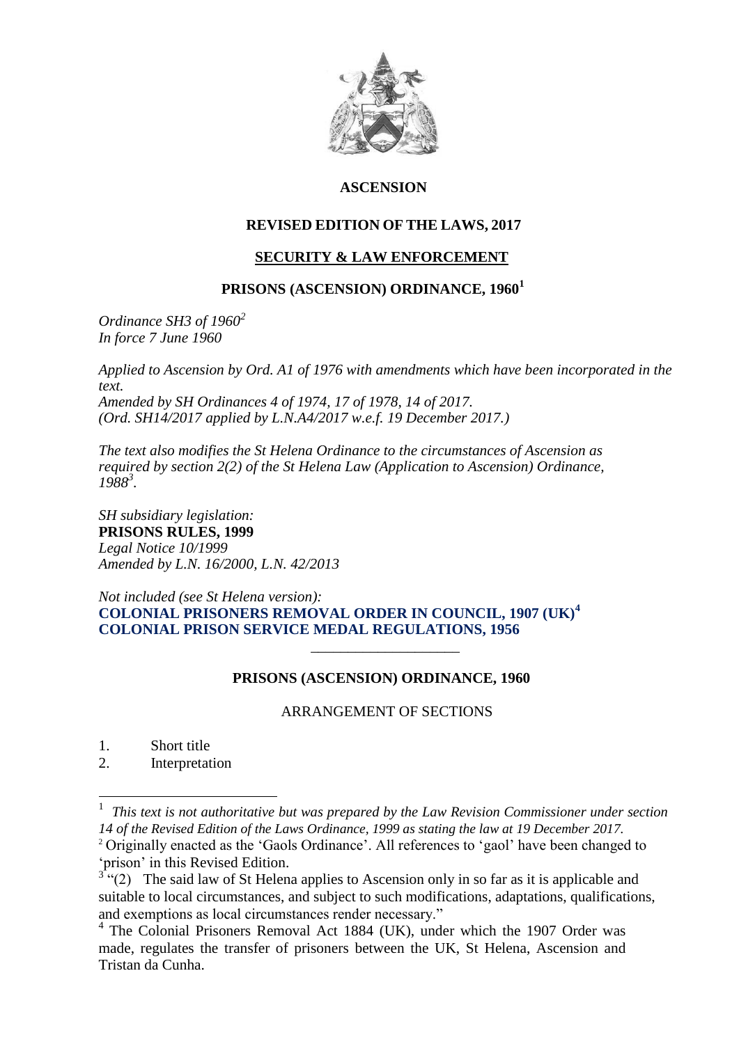# ASCENSION

## REVISED EDITION OF THE LAWS, 2017

## SECURITY & LAW ENFORCEMENT

## PRISONS (ASCENSION) ORDINANCE, 1960[1]

*Ordinance SH3 of 1960[2]*
*In force 7 June 1960*

*Applied to Ascension by Ord. A1 of 1976 with amendments which have been incorporated in the text.*
*Amended by SH Ordinances 4 of 1974, 17 of 1978, 14 of 2017.*
*(Ord. SH14/2017 applied by L.N.A4/2017 w.e.f. 19 December 2017.)*

*The text also modifies the St Helena Ordinance to the circumstances of Ascension as required by section 2(2) of the St Helena Law (Application to Ascension) Ordinance, 1988[3].*

*SH subsidiary legislation:*
**PRISONS RULES, 1999**
*Legal Notice 10/1999*
*Amended by L.N. 16/2000, L.N. 42/2013*

*Not included (see St Helena version):*
**COLONIAL PRISONERS REMOVAL ORDER IN COUNCIL, 1907 (UK)[4]**
**COLONIAL PRISON SERVICE MEDAL REGULATIONS, 1956**

---

## PRISONS (ASCENSION) ORDINANCE, 1960

ARRANGEMENT OF SECTIONS

1. Short title
2. Interpretation

---

[1] *This text is not authoritative but was prepared by the Law Revision Commissioner under section 14 of the Revised Edition of the Laws Ordinance, 1999 as stating the law at 19 December 2017.*

[2] Originally enacted as the 'Gaols Ordinance'. All references to 'gaol' have been changed to 'prison' in this Revised Edition.

[3] "(2) The said law of St Helena applies to Ascension only in so far as it is applicable and suitable to local circumstances, and subject to such modifications, adaptations, qualifications, and exemptions as local circumstances render necessary."

[4] The Colonial Prisoners Removal Act 1884 (UK), under which the 1907 Order was made, regulates the transfer of prisoners between the UK, St Helena, Ascension and Tristan da Cunha.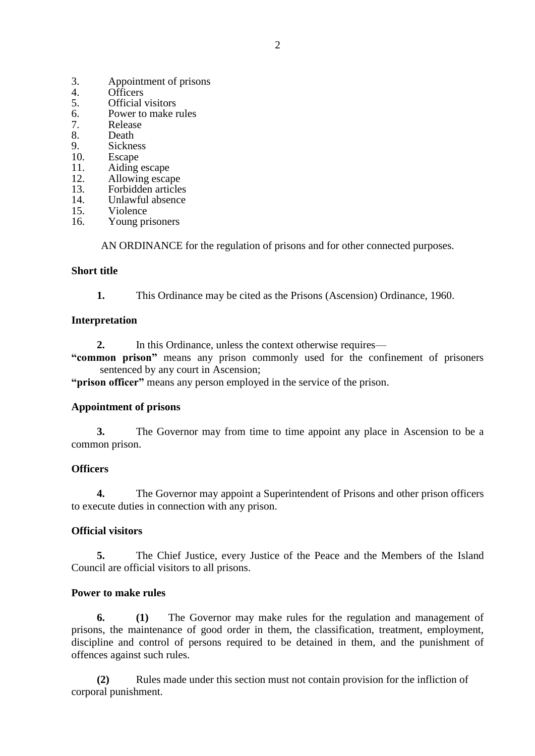3. Appointment of prisons
4. Officers
5. Official visitors
6. Power to make rules
7. Release
8. Death
9. Sickness
10. Escape
11. Aiding escape
12. Allowing escape
13. Forbidden articles
14. Unlawful absence
15. Violence
16. Young prisoners

AN ORDINANCE for the regulation of prisons and for other connected purposes.

**Short title**

**1.** This Ordinance may be cited as the Prisons (Ascension) Ordinance, 1960.

**Interpretation**

**2.** In this Ordinance, unless the context otherwise requires—

**"common prison"** means any prison commonly used for the confinement of prisoners sentenced by any court in Ascension;

**"prison officer"** means any person employed in the service of the prison.

**Appointment of prisons**

**3.** The Governor may from time to time appoint any place in Ascension to be a common prison.

**Officers**

**4.** The Governor may appoint a Superintendent of Prisons and other prison officers to execute duties in connection with any prison.

**Official visitors**

**5.** The Chief Justice, every Justice of the Peace and the Members of the Island Council are official visitors to all prisons.

**Power to make rules**

**6.** **(1)** The Governor may make rules for the regulation and management of prisons, the maintenance of good order in them, the classification, treatment, employment, discipline and control of persons required to be detained in them, and the punishment of offences against such rules.

**(2)** Rules made under this section must not contain provision for the infliction of corporal punishment.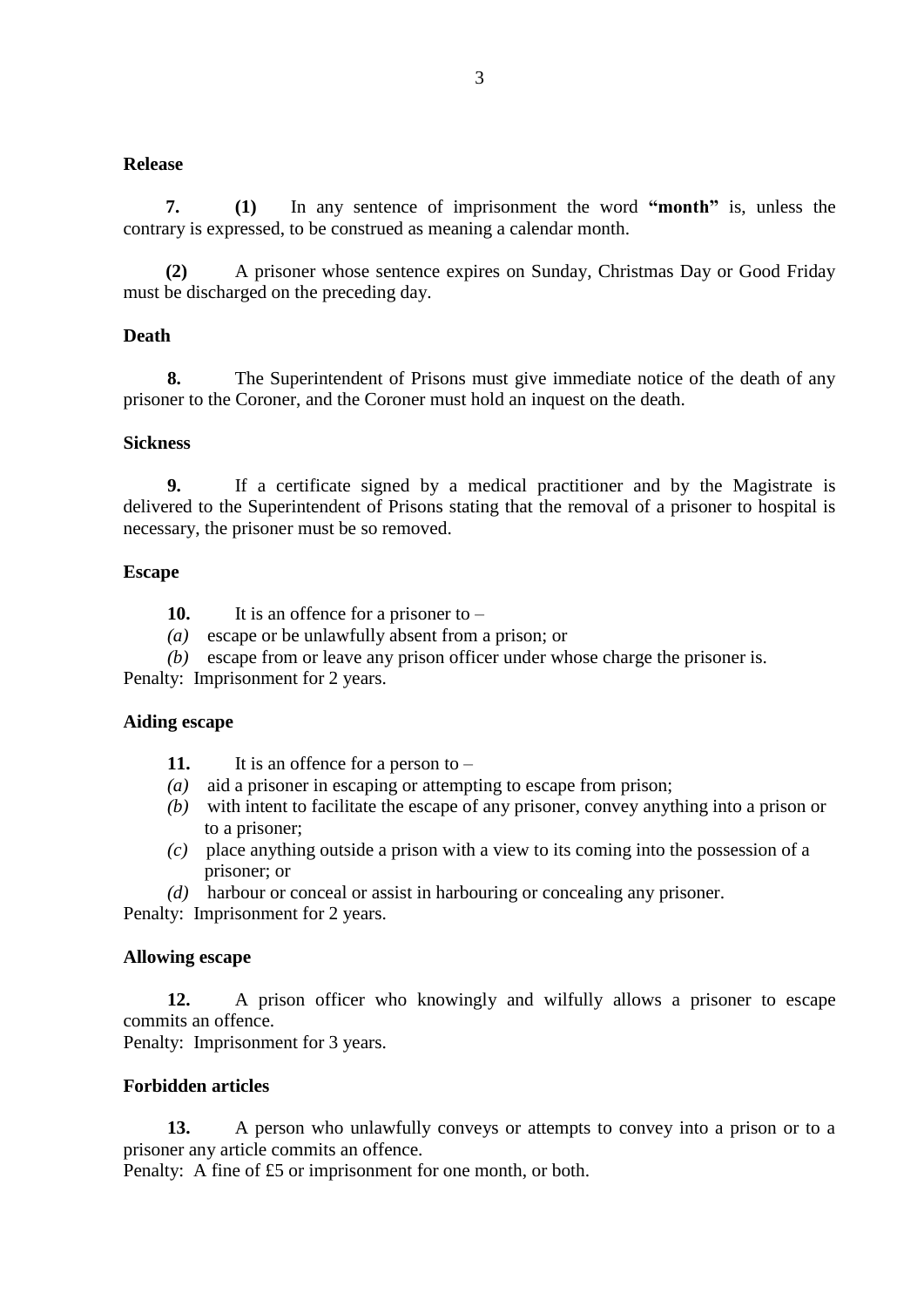**Release**

**7.** **(1)** In any sentence of imprisonment the word **"month"** is, unless the contrary is expressed, to be construed as meaning a calendar month.

**(2)** A prisoner whose sentence expires on Sunday, Christmas Day or Good Friday must be discharged on the preceding day.

**Death**

**8.** The Superintendent of Prisons must give immediate notice of the death of any prisoner to the Coroner, and the Coroner must hold an inquest on the death.

**Sickness**

**9.** If a certificate signed by a medical practitioner and by the Magistrate is delivered to the Superintendent of Prisons stating that the removal of a prisoner to hospital is necessary, the prisoner must be so removed.

**Escape**

**10.** It is an offence for a prisoner to –

*(a)* escape or be unlawfully absent from a prison; or

*(b)* escape from or leave any prison officer under whose charge the prisoner is.

Penalty: Imprisonment for 2 years.

**Aiding escape**

**11.** It is an offence for a person to –

*(a)* aid a prisoner in escaping or attempting to escape from prison;

*(b)* with intent to facilitate the escape of any prisoner, convey anything into a prison or to a prisoner;

*(c)* place anything outside a prison with a view to its coming into the possession of a prisoner; or

*(d)* harbour or conceal or assist in harbouring or concealing any prisoner.

Penalty: Imprisonment for 2 years.

**Allowing escape**

**12.** A prison officer who knowingly and wilfully allows a prisoner to escape commits an offence.

Penalty: Imprisonment for 3 years.

**Forbidden articles**

**13.** A person who unlawfully conveys or attempts to convey into a prison or to a prisoner any article commits an offence.

Penalty: A fine of £5 or imprisonment for one month, or both.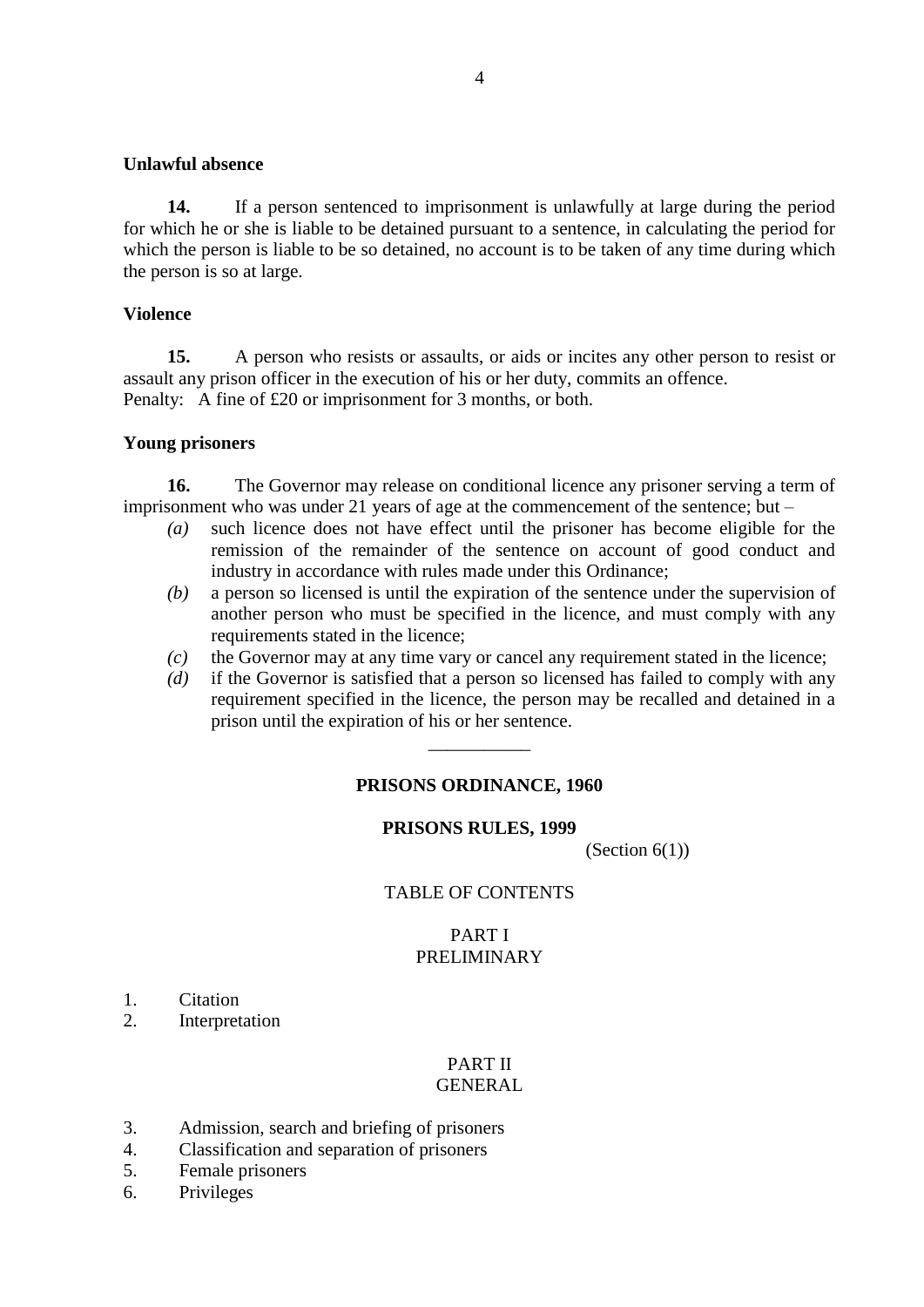### Unlawful absence

**14.** If a person sentenced to imprisonment is unlawfully at large during the period for which he or she is liable to be detained pursuant to a sentence, in calculating the period for which the person is liable to be so detained, no account is to be taken of any time during which the person is so at large.

### Violence

**15.** A person who resists or assaults, or aids or incites any other person to resist or assault any prison officer in the execution of his or her duty, commits an offence.
Penalty: A fine of £20 or imprisonment for 3 months, or both.

### Young prisoners

**16.** The Governor may release on conditional licence any prisoner serving a term of imprisonment who was under 21 years of age at the commencement of the sentence; but –

- *(a)* such licence does not have effect until the prisoner has become eligible for the remission of the remainder of the sentence on account of good conduct and industry in accordance with rules made under this Ordinance;
- *(b)* a person so licensed is until the expiration of the sentence under the supervision of another person who must be specified in the licence, and must comply with any requirements stated in the licence;
- *(c)* the Governor may at any time vary or cancel any requirement stated in the licence;
- *(d)* if the Governor is satisfied that a person so licensed has failed to comply with any requirement specified in the licence, the person may be recalled and detained in a prison until the expiration of his or her sentence.

___________

## PRISONS ORDINANCE, 1960

## PRISONS RULES, 1999

(Section 6(1))

TABLE OF CONTENTS

PART I
PRELIMINARY

1. Citation
2. Interpretation

PART II
GENERAL

3. Admission, search and briefing of prisoners
4. Classification and separation of prisoners
5. Female prisoners
6. Privileges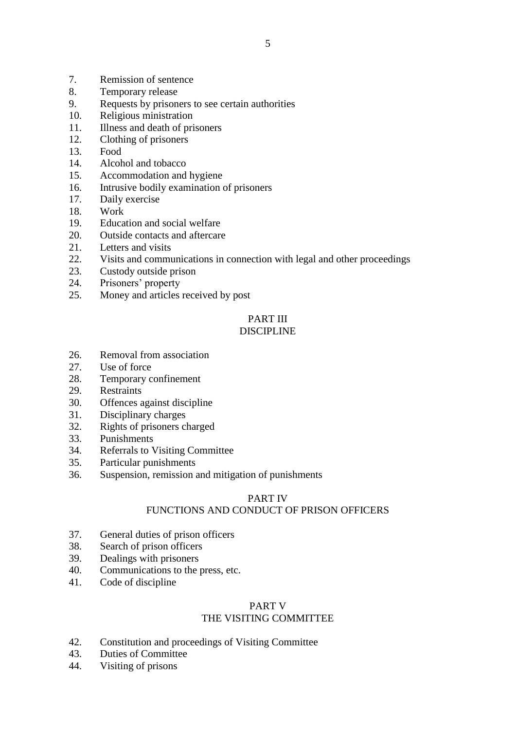7. Remission of sentence
8. Temporary release
9. Requests by prisoners to see certain authorities
10. Religious ministration
11. Illness and death of prisoners
12. Clothing of prisoners
13. Food
14. Alcohol and tobacco
15. Accommodation and hygiene
16. Intrusive bodily examination of prisoners
17. Daily exercise
18. Work
19. Education and social welfare
20. Outside contacts and aftercare
21. Letters and visits
22. Visits and communications in connection with legal and other proceedings
23. Custody outside prison
24. Prisoners' property
25. Money and articles received by post

## PART III
## DISCIPLINE

26. Removal from association
27. Use of force
28. Temporary confinement
29. Restraints
30. Offences against discipline
31. Disciplinary charges
32. Rights of prisoners charged
33. Punishments
34. Referrals to Visiting Committee
35. Particular punishments
36. Suspension, remission and mitigation of punishments

## PART IV
## FUNCTIONS AND CONDUCT OF PRISON OFFICERS

37. General duties of prison officers
38. Search of prison officers
39. Dealings with prisoners
40. Communications to the press, etc.
41. Code of discipline

## PART V
## THE VISITING COMMITTEE

42. Constitution and proceedings of Visiting Committee
43. Duties of Committee
44. Visiting of prisons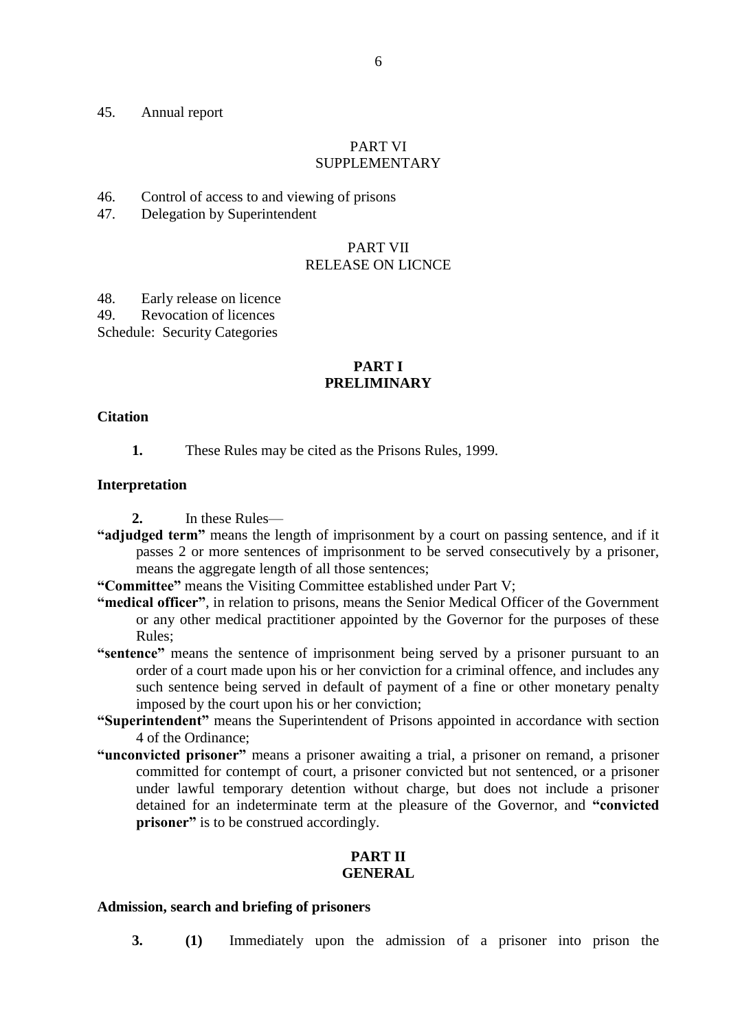45. Annual report

PART VI
SUPPLEMENTARY

46. Control of access to and viewing of prisons
47. Delegation by Superintendent

PART VII
RELEASE ON LICNCE

48. Early release on licence
49. Revocation of licences

Schedule: Security Categories

## PART I
## PRELIMINARY

### Citation

**1.** These Rules may be cited as the Prisons Rules, 1999.

### Interpretation

**2.** In these Rules—

**"adjudged term"** means the length of imprisonment by a court on passing sentence, and if it passes 2 or more sentences of imprisonment to be served consecutively by a prisoner, means the aggregate length of all those sentences;

**"Committee"** means the Visiting Committee established under Part V;

**"medical officer"**, in relation to prisons, means the Senior Medical Officer of the Government or any other medical practitioner appointed by the Governor for the purposes of these Rules;

**"sentence"** means the sentence of imprisonment being served by a prisoner pursuant to an order of a court made upon his or her conviction for a criminal offence, and includes any such sentence being served in default of payment of a fine or other monetary penalty imposed by the court upon his or her conviction;

**"Superintendent"** means the Superintendent of Prisons appointed in accordance with section 4 of the Ordinance;

**"unconvicted prisoner"** means a prisoner awaiting a trial, a prisoner on remand, a prisoner committed for contempt of court, a prisoner convicted but not sentenced, or a prisoner under lawful temporary detention without charge, but does not include a prisoner detained for an indeterminate term at the pleasure of the Governor, and **"convicted prisoner"** is to be construed accordingly.

## PART II
## GENERAL

### Admission, search and briefing of prisoners

**3.** **(1)** Immediately upon the admission of a prisoner into prison the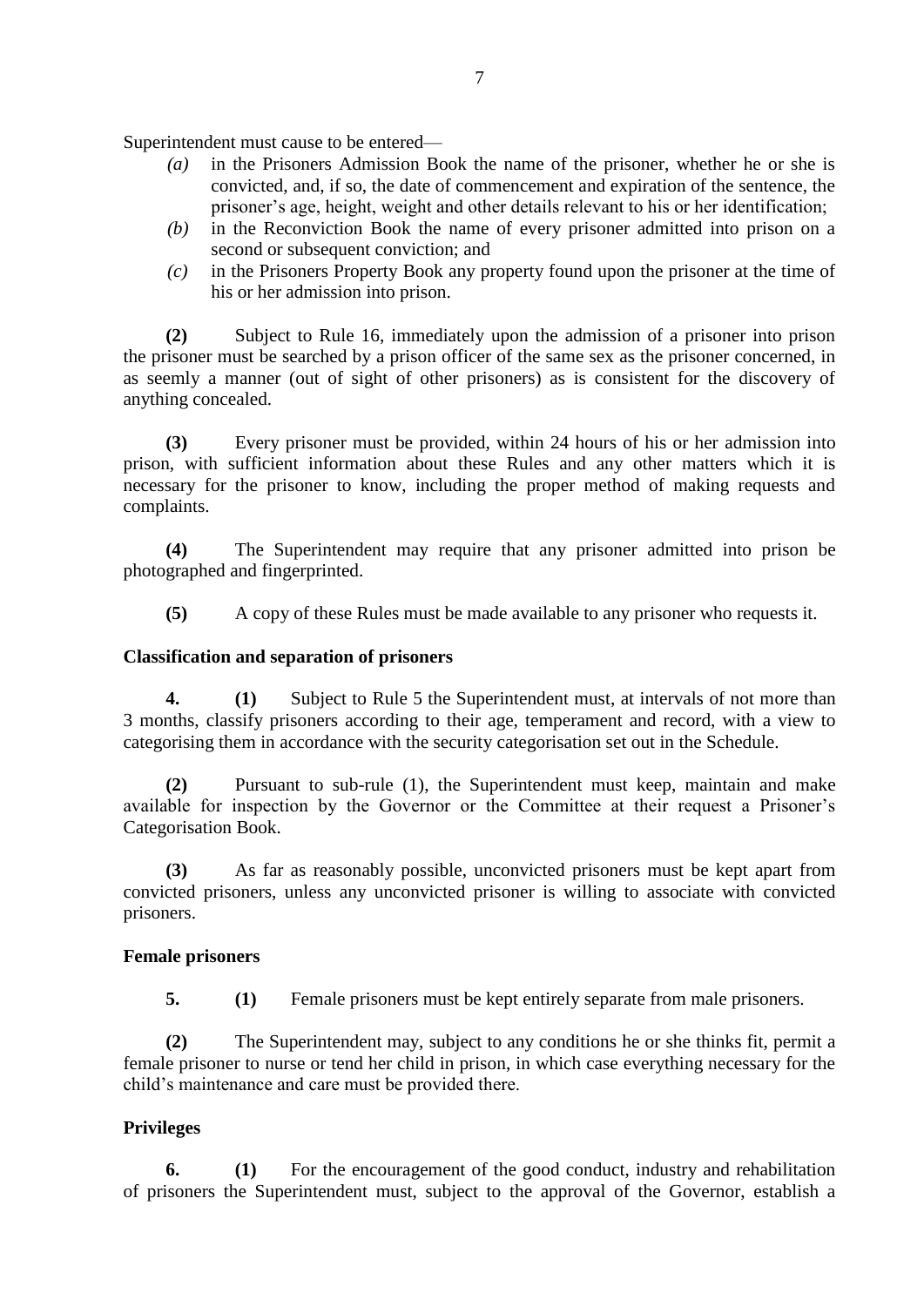Superintendent must cause to be entered—

- *(a)* in the Prisoners Admission Book the name of the prisoner, whether he or she is convicted, and, if so, the date of commencement and expiration of the sentence, the prisoner's age, height, weight and other details relevant to his or her identification;
- *(b)* in the Reconviction Book the name of every prisoner admitted into prison on a second or subsequent conviction; and
- *(c)* in the Prisoners Property Book any property found upon the prisoner at the time of his or her admission into prison.

**(2)** Subject to Rule 16, immediately upon the admission of a prisoner into prison the prisoner must be searched by a prison officer of the same sex as the prisoner concerned, in as seemly a manner (out of sight of other prisoners) as is consistent for the discovery of anything concealed.

**(3)** Every prisoner must be provided, within 24 hours of his or her admission into prison, with sufficient information about these Rules and any other matters which it is necessary for the prisoner to know, including the proper method of making requests and complaints.

**(4)** The Superintendent may require that any prisoner admitted into prison be photographed and fingerprinted.

**(5)** A copy of these Rules must be made available to any prisoner who requests it.

### Classification and separation of prisoners

**4.** **(1)** Subject to Rule 5 the Superintendent must, at intervals of not more than 3 months, classify prisoners according to their age, temperament and record, with a view to categorising them in accordance with the security categorisation set out in the Schedule.

**(2)** Pursuant to sub-rule (1), the Superintendent must keep, maintain and make available for inspection by the Governor or the Committee at their request a Prisoner's Categorisation Book.

**(3)** As far as reasonably possible, unconvicted prisoners must be kept apart from convicted prisoners, unless any unconvicted prisoner is willing to associate with convicted prisoners.

### Female prisoners

**5.** **(1)** Female prisoners must be kept entirely separate from male prisoners.

**(2)** The Superintendent may, subject to any conditions he or she thinks fit, permit a female prisoner to nurse or tend her child in prison, in which case everything necessary for the child's maintenance and care must be provided there.

### Privileges

**6.** **(1)** For the encouragement of the good conduct, industry and rehabilitation of prisoners the Superintendent must, subject to the approval of the Governor, establish a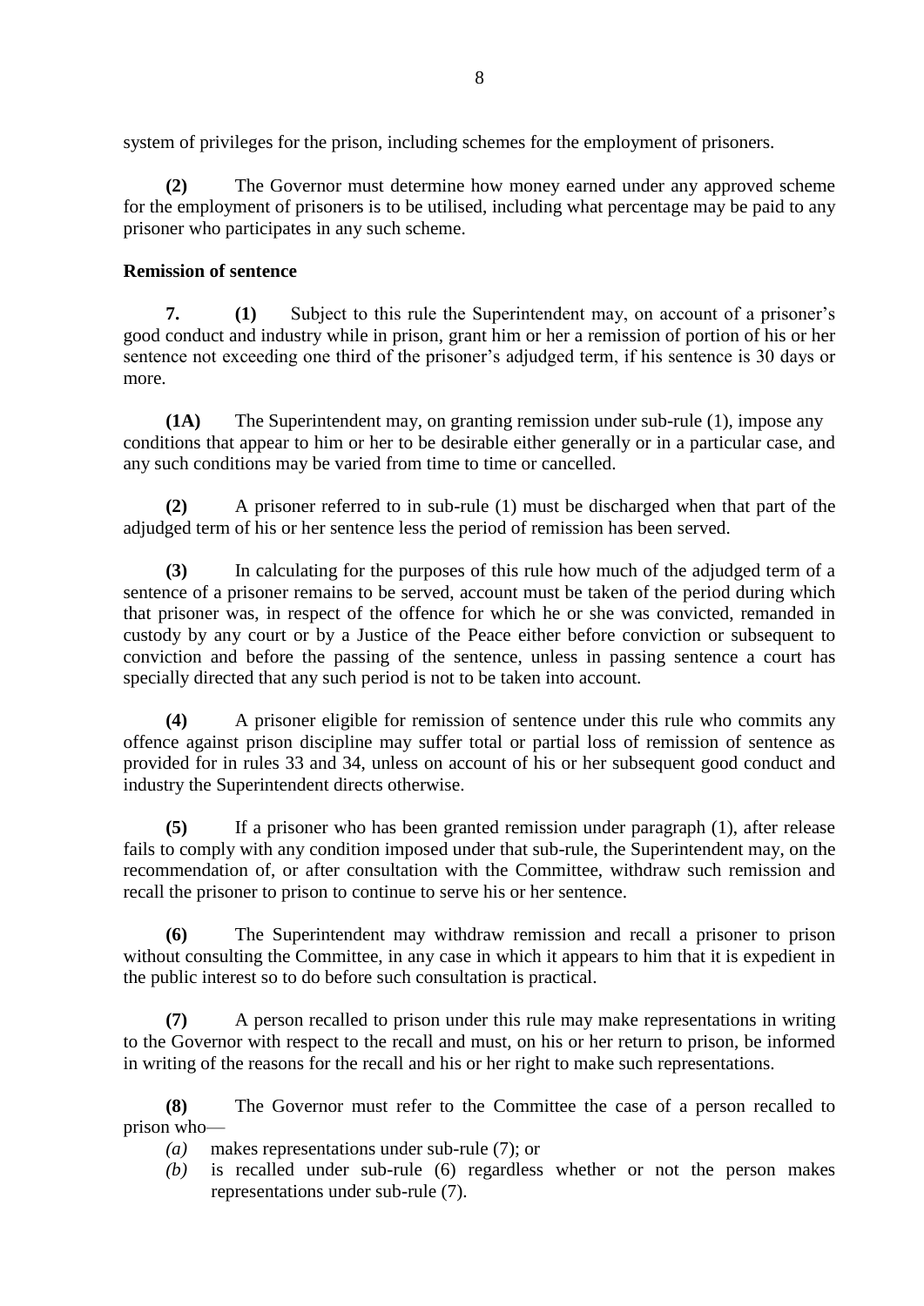system of privileges for the prison, including schemes for the employment of prisoners.

**(2)** The Governor must determine how money earned under any approved scheme for the employment of prisoners is to be utilised, including what percentage may be paid to any prisoner who participates in any such scheme.

**Remission of sentence**

**7.** **(1)** Subject to this rule the Superintendent may, on account of a prisoner's good conduct and industry while in prison, grant him or her a remission of portion of his or her sentence not exceeding one third of the prisoner's adjudged term, if his sentence is 30 days or more.

**(1A)** The Superintendent may, on granting remission under sub-rule (1), impose any conditions that appear to him or her to be desirable either generally or in a particular case, and any such conditions may be varied from time to time or cancelled.

**(2)** A prisoner referred to in sub-rule (1) must be discharged when that part of the adjudged term of his or her sentence less the period of remission has been served.

**(3)** In calculating for the purposes of this rule how much of the adjudged term of a sentence of a prisoner remains to be served, account must be taken of the period during which that prisoner was, in respect of the offence for which he or she was convicted, remanded in custody by any court or by a Justice of the Peace either before conviction or subsequent to conviction and before the passing of the sentence, unless in passing sentence a court has specially directed that any such period is not to be taken into account.

**(4)** A prisoner eligible for remission of sentence under this rule who commits any offence against prison discipline may suffer total or partial loss of remission of sentence as provided for in rules 33 and 34, unless on account of his or her subsequent good conduct and industry the Superintendent directs otherwise.

**(5)** If a prisoner who has been granted remission under paragraph (1), after release fails to comply with any condition imposed under that sub-rule, the Superintendent may, on the recommendation of, or after consultation with the Committee, withdraw such remission and recall the prisoner to prison to continue to serve his or her sentence.

**(6)** The Superintendent may withdraw remission and recall a prisoner to prison without consulting the Committee, in any case in which it appears to him that it is expedient in the public interest so to do before such consultation is practical.

**(7)** A person recalled to prison under this rule may make representations in writing to the Governor with respect to the recall and must, on his or her return to prison, be informed in writing of the reasons for the recall and his or her right to make such representations.

**(8)** The Governor must refer to the Committee the case of a person recalled to prison who—

*(a)* makes representations under sub-rule (7); or

*(b)* is recalled under sub-rule (6) regardless whether or not the person makes representations under sub-rule (7).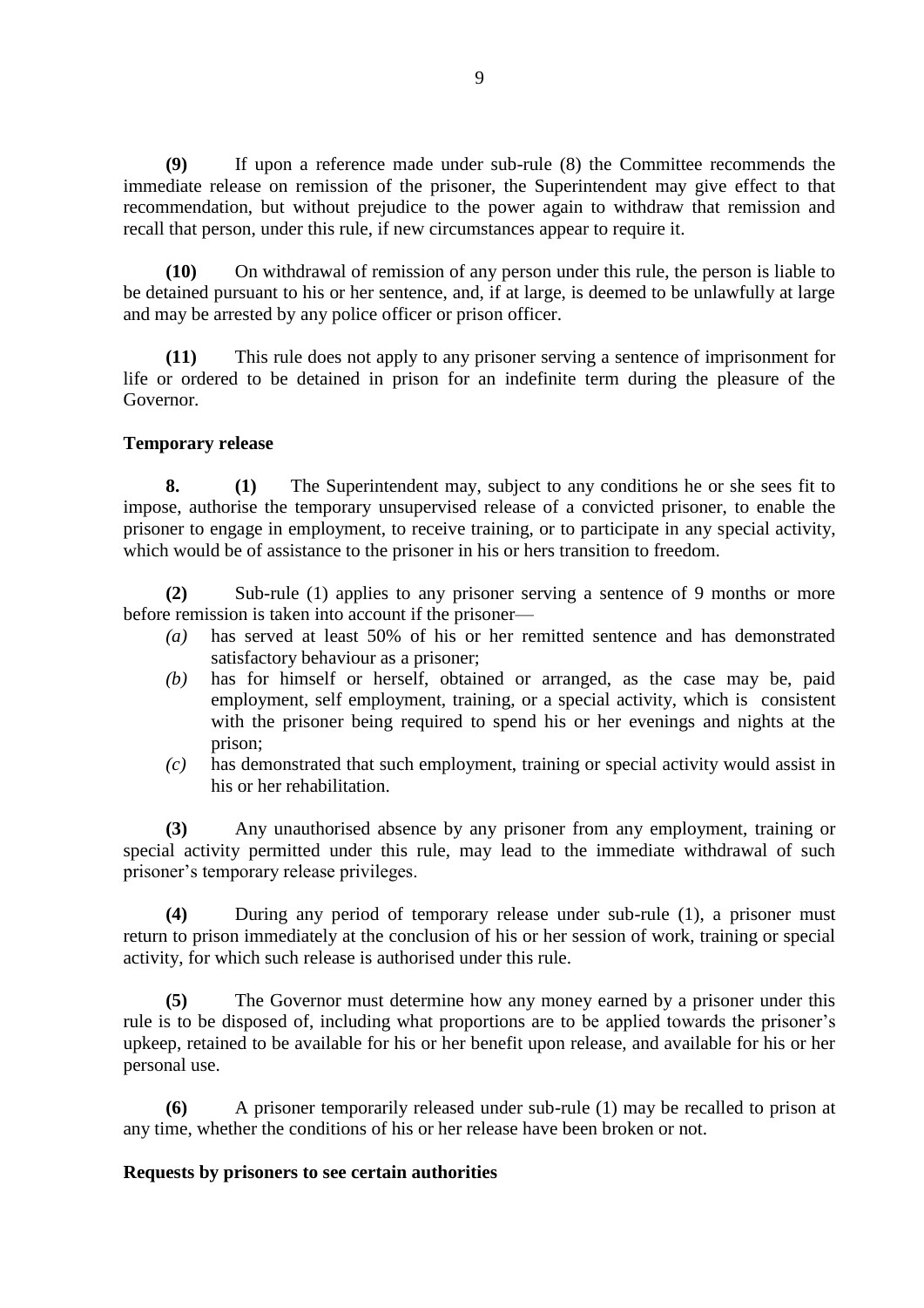**(9)** If upon a reference made under sub-rule (8) the Committee recommends the immediate release on remission of the prisoner, the Superintendent may give effect to that recommendation, but without prejudice to the power again to withdraw that remission and recall that person, under this rule, if new circumstances appear to require it.

**(10)** On withdrawal of remission of any person under this rule, the person is liable to be detained pursuant to his or her sentence, and, if at large, is deemed to be unlawfully at large and may be arrested by any police officer or prison officer.

**(11)** This rule does not apply to any prisoner serving a sentence of imprisonment for life or ordered to be detained in prison for an indefinite term during the pleasure of the Governor.

**Temporary release**

**8.** **(1)** The Superintendent may, subject to any conditions he or she sees fit to impose, authorise the temporary unsupervised release of a convicted prisoner, to enable the prisoner to engage in employment, to receive training, or to participate in any special activity, which would be of assistance to the prisoner in his or hers transition to freedom.

**(2)** Sub-rule (1) applies to any prisoner serving a sentence of 9 months or more before remission is taken into account if the prisoner—

*(a)* has served at least 50% of his or her remitted sentence and has demonstrated satisfactory behaviour as a prisoner;

*(b)* has for himself or herself, obtained or arranged, as the case may be, paid employment, self employment, training, or a special activity, which is consistent with the prisoner being required to spend his or her evenings and nights at the prison;

*(c)* has demonstrated that such employment, training or special activity would assist in his or her rehabilitation.

**(3)** Any unauthorised absence by any prisoner from any employment, training or special activity permitted under this rule, may lead to the immediate withdrawal of such prisoner's temporary release privileges.

**(4)** During any period of temporary release under sub-rule (1), a prisoner must return to prison immediately at the conclusion of his or her session of work, training or special activity, for which such release is authorised under this rule.

**(5)** The Governor must determine how any money earned by a prisoner under this rule is to be disposed of, including what proportions are to be applied towards the prisoner's upkeep, retained to be available for his or her benefit upon release, and available for his or her personal use.

**(6)** A prisoner temporarily released under sub-rule (1) may be recalled to prison at any time, whether the conditions of his or her release have been broken or not.

**Requests by prisoners to see certain authorities**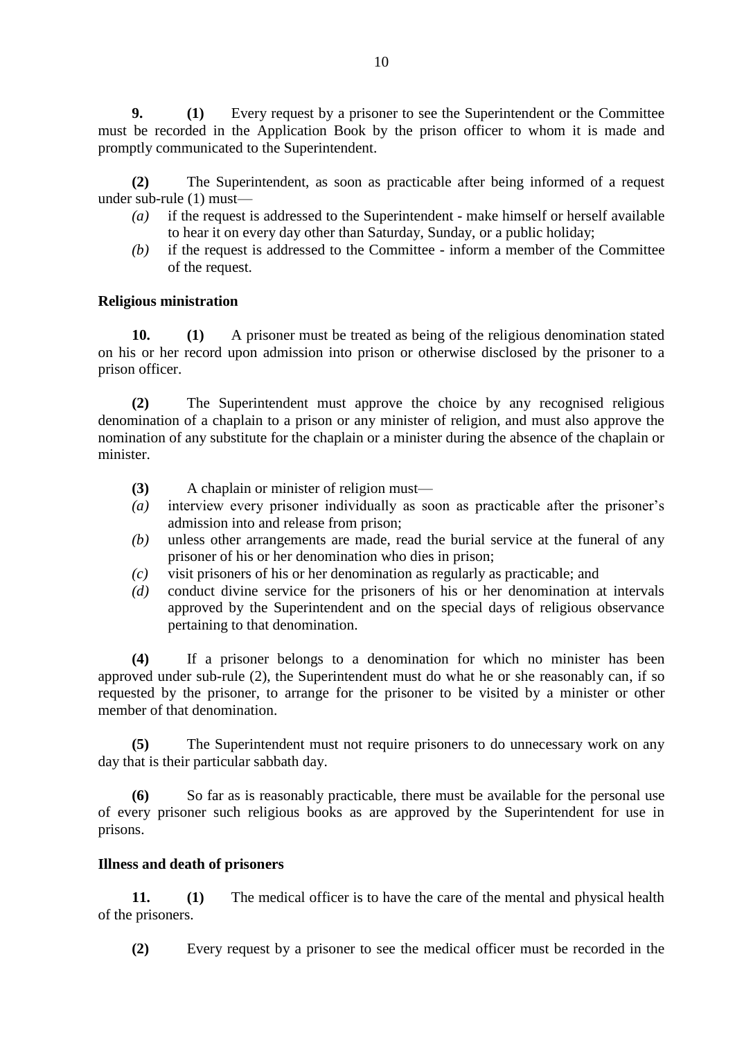**9.** **(1)** Every request by a prisoner to see the Superintendent or the Committee must be recorded in the Application Book by the prison officer to whom it is made and promptly communicated to the Superintendent.

**(2)** The Superintendent, as soon as practicable after being informed of a request under sub-rule (1) must—

*(a)* if the request is addressed to the Superintendent - make himself or herself available to hear it on every day other than Saturday, Sunday, or a public holiday;

*(b)* if the request is addressed to the Committee - inform a member of the Committee of the request.

**Religious ministration**

**10.** **(1)** A prisoner must be treated as being of the religious denomination stated on his or her record upon admission into prison or otherwise disclosed by the prisoner to a prison officer.

**(2)** The Superintendent must approve the choice by any recognised religious denomination of a chaplain to a prison or any minister of religion, and must also approve the nomination of any substitute for the chaplain or a minister during the absence of the chaplain or minister.

**(3)** A chaplain or minister of religion must—

*(a)* interview every prisoner individually as soon as practicable after the prisoner's admission into and release from prison;

*(b)* unless other arrangements are made, read the burial service at the funeral of any prisoner of his or her denomination who dies in prison;

*(c)* visit prisoners of his or her denomination as regularly as practicable; and

*(d)* conduct divine service for the prisoners of his or her denomination at intervals approved by the Superintendent and on the special days of religious observance pertaining to that denomination.

**(4)** If a prisoner belongs to a denomination for which no minister has been approved under sub-rule (2), the Superintendent must do what he or she reasonably can, if so requested by the prisoner, to arrange for the prisoner to be visited by a minister or other member of that denomination.

**(5)** The Superintendent must not require prisoners to do unnecessary work on any day that is their particular sabbath day.

**(6)** So far as is reasonably practicable, there must be available for the personal use of every prisoner such religious books as are approved by the Superintendent for use in prisons.

**Illness and death of prisoners**

**11.** **(1)** The medical officer is to have the care of the mental and physical health of the prisoners.

**(2)** Every request by a prisoner to see the medical officer must be recorded in the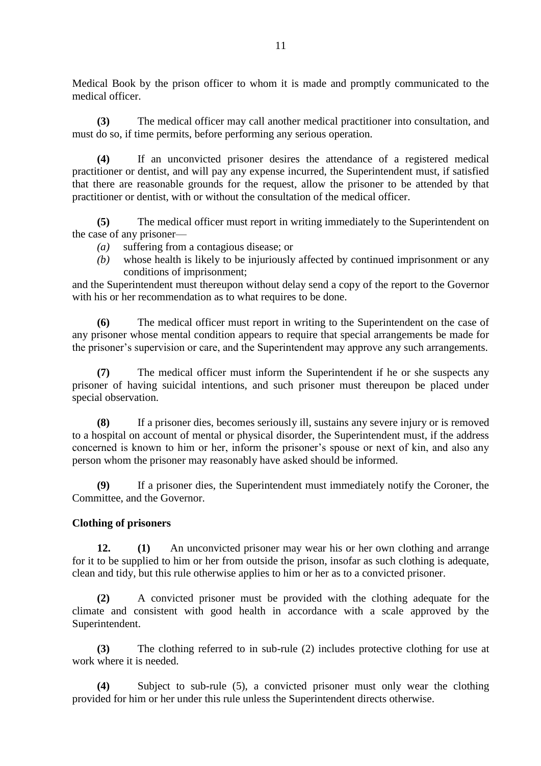Medical Book by the prison officer to whom it is made and promptly communicated to the medical officer.

**(3)** The medical officer may call another medical practitioner into consultation, and must do so, if time permits, before performing any serious operation.

**(4)** If an unconvicted prisoner desires the attendance of a registered medical practitioner or dentist, and will pay any expense incurred, the Superintendent must, if satisfied that there are reasonable grounds for the request, allow the prisoner to be attended by that practitioner or dentist, with or without the consultation of the medical officer.

**(5)** The medical officer must report in writing immediately to the Superintendent on the case of any prisoner—

*(a)* suffering from a contagious disease; or

*(b)* whose health is likely to be injuriously affected by continued imprisonment or any conditions of imprisonment;

and the Superintendent must thereupon without delay send a copy of the report to the Governor with his or her recommendation as to what requires to be done.

**(6)** The medical officer must report in writing to the Superintendent on the case of any prisoner whose mental condition appears to require that special arrangements be made for the prisoner's supervision or care, and the Superintendent may approve any such arrangements.

**(7)** The medical officer must inform the Superintendent if he or she suspects any prisoner of having suicidal intentions, and such prisoner must thereupon be placed under special observation.

**(8)** If a prisoner dies, becomes seriously ill, sustains any severe injury or is removed to a hospital on account of mental or physical disorder, the Superintendent must, if the address concerned is known to him or her, inform the prisoner's spouse or next of kin, and also any person whom the prisoner may reasonably have asked should be informed.

**(9)** If a prisoner dies, the Superintendent must immediately notify the Coroner, the Committee, and the Governor.

**Clothing of prisoners**

**12.** **(1)** An unconvicted prisoner may wear his or her own clothing and arrange for it to be supplied to him or her from outside the prison, insofar as such clothing is adequate, clean and tidy, but this rule otherwise applies to him or her as to a convicted prisoner.

**(2)** A convicted prisoner must be provided with the clothing adequate for the climate and consistent with good health in accordance with a scale approved by the Superintendent.

**(3)** The clothing referred to in sub-rule (2) includes protective clothing for use at work where it is needed.

**(4)** Subject to sub-rule (5), a convicted prisoner must only wear the clothing provided for him or her under this rule unless the Superintendent directs otherwise.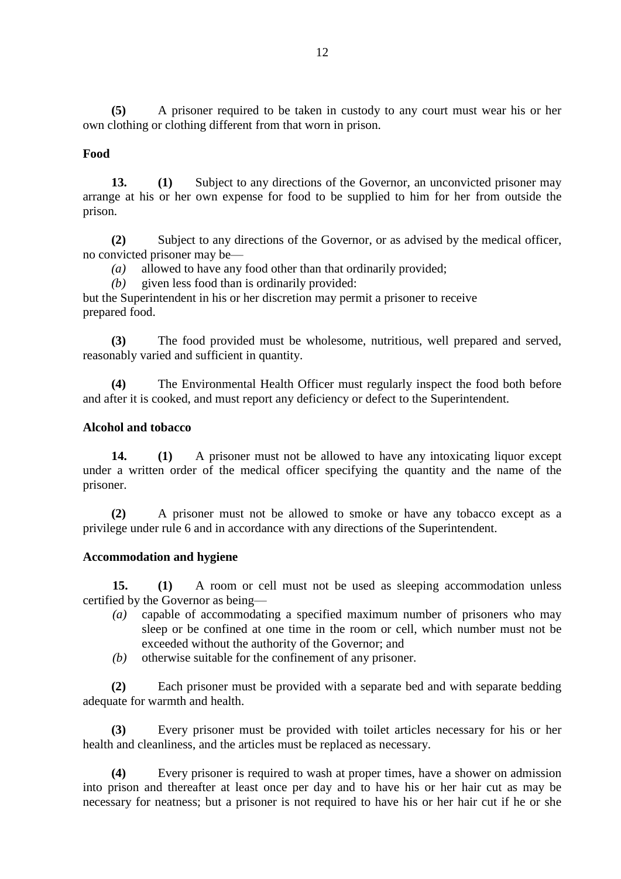**(5)** A prisoner required to be taken in custody to any court must wear his or her own clothing or clothing different from that worn in prison.

**Food**

**13. (1)** Subject to any directions of the Governor, an unconvicted prisoner may arrange at his or her own expense for food to be supplied to him for her from outside the prison.

**(2)** Subject to any directions of the Governor, or as advised by the medical officer, no convicted prisoner may be—

*(a)* allowed to have any food other than that ordinarily provided;

*(b)* given less food than is ordinarily provided:

but the Superintendent in his or her discretion may permit a prisoner to receive prepared food.

**(3)** The food provided must be wholesome, nutritious, well prepared and served, reasonably varied and sufficient in quantity.

**(4)** The Environmental Health Officer must regularly inspect the food both before and after it is cooked, and must report any deficiency or defect to the Superintendent.

**Alcohol and tobacco**

**14. (1)** A prisoner must not be allowed to have any intoxicating liquor except under a written order of the medical officer specifying the quantity and the name of the prisoner.

**(2)** A prisoner must not be allowed to smoke or have any tobacco except as a privilege under rule 6 and in accordance with any directions of the Superintendent.

**Accommodation and hygiene**

**15. (1)** A room or cell must not be used as sleeping accommodation unless certified by the Governor as being—

*(a)* capable of accommodating a specified maximum number of prisoners who may sleep or be confined at one time in the room or cell, which number must not be exceeded without the authority of the Governor; and

*(b)* otherwise suitable for the confinement of any prisoner.

**(2)** Each prisoner must be provided with a separate bed and with separate bedding adequate for warmth and health.

**(3)** Every prisoner must be provided with toilet articles necessary for his or her health and cleanliness, and the articles must be replaced as necessary.

**(4)** Every prisoner is required to wash at proper times, have a shower on admission into prison and thereafter at least once per day and to have his or her hair cut as may be necessary for neatness; but a prisoner is not required to have his or her hair cut if he or she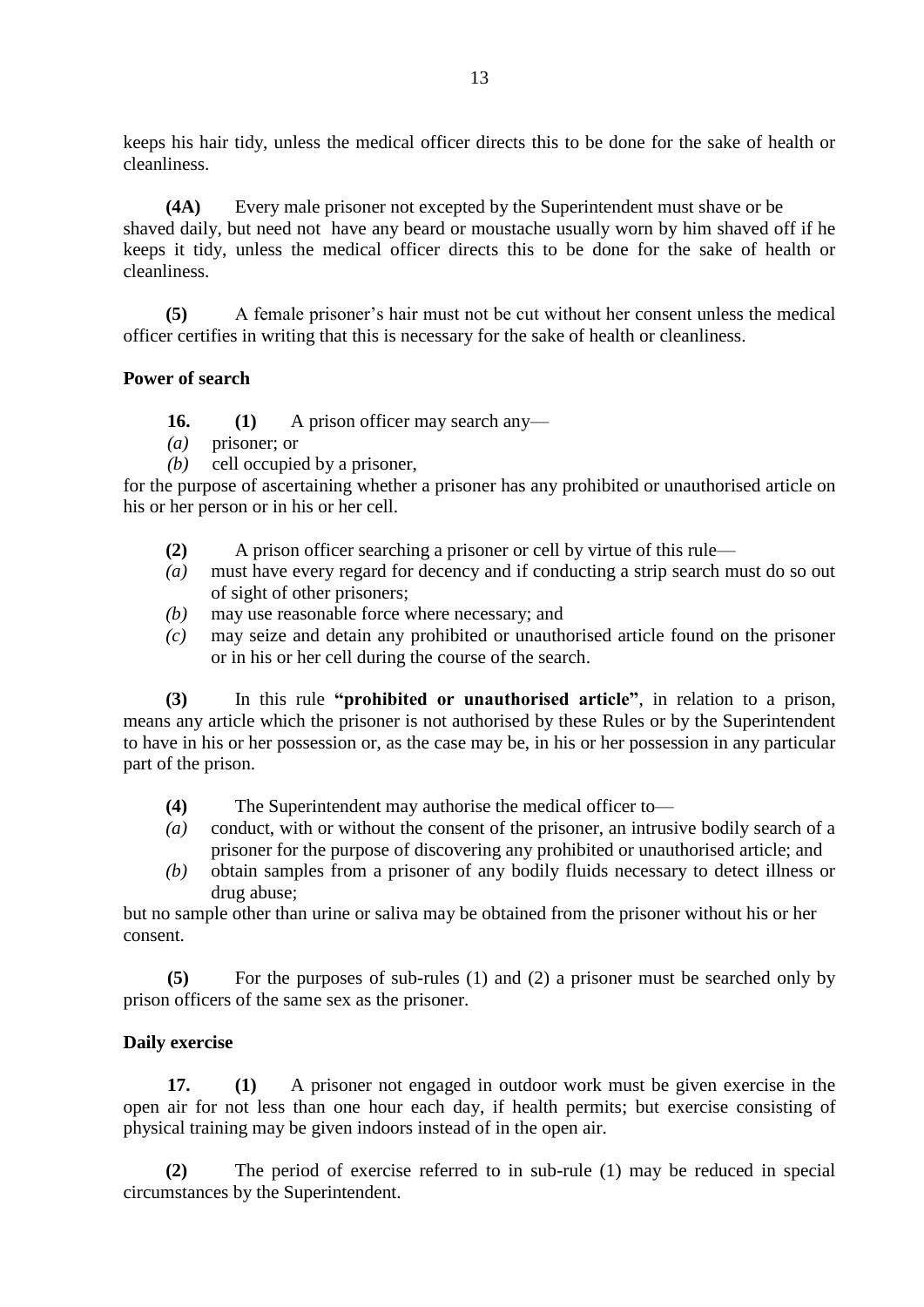keeps his hair tidy, unless the medical officer directs this to be done for the sake of health or cleanliness.

**(4A)** Every male prisoner not excepted by the Superintendent must shave or be shaved daily, but need not have any beard or moustache usually worn by him shaved off if he keeps it tidy, unless the medical officer directs this to be done for the sake of health or cleanliness.

**(5)** A female prisoner's hair must not be cut without her consent unless the medical officer certifies in writing that this is necessary for the sake of health or cleanliness.

**Power of search**

**16.** **(1)** A prison officer may search any—

*(a)* prisoner; or
*(b)* cell occupied by a prisoner,

for the purpose of ascertaining whether a prisoner has any prohibited or unauthorised article on his or her person or in his or her cell.

**(2)** A prison officer searching a prisoner or cell by virtue of this rule—

*(a)* must have every regard for decency and if conducting a strip search must do so out of sight of other prisoners;
*(b)* may use reasonable force where necessary; and
*(c)* may seize and detain any prohibited or unauthorised article found on the prisoner or in his or her cell during the course of the search.

**(3)** In this rule **"prohibited or unauthorised article"**, in relation to a prison, means any article which the prisoner is not authorised by these Rules or by the Superintendent to have in his or her possession or, as the case may be, in his or her possession in any particular part of the prison.

**(4)** The Superintendent may authorise the medical officer to—

*(a)* conduct, with or without the consent of the prisoner, an intrusive bodily search of a prisoner for the purpose of discovering any prohibited or unauthorised article; and
*(b)* obtain samples from a prisoner of any bodily fluids necessary to detect illness or drug abuse;

but no sample other than urine or saliva may be obtained from the prisoner without his or her consent.

**(5)** For the purposes of sub-rules (1) and (2) a prisoner must be searched only by prison officers of the same sex as the prisoner.

**Daily exercise**

**17.** **(1)** A prisoner not engaged in outdoor work must be given exercise in the open air for not less than one hour each day, if health permits; but exercise consisting of physical training may be given indoors instead of in the open air.

**(2)** The period of exercise referred to in sub-rule (1) may be reduced in special circumstances by the Superintendent.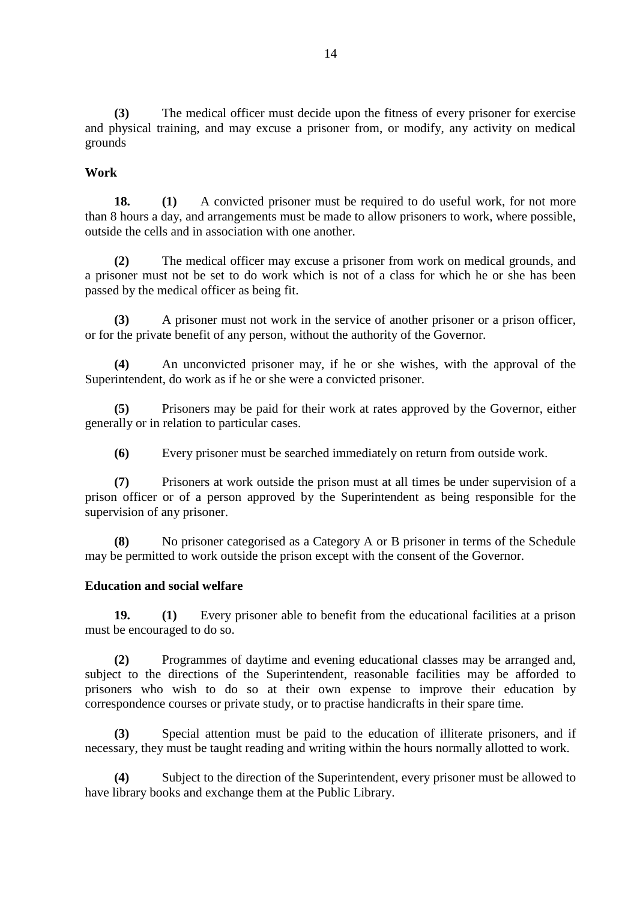**(3)** The medical officer must decide upon the fitness of every prisoner for exercise and physical training, and may excuse a prisoner from, or modify, any activity on medical grounds

**Work**

**18.** **(1)** A convicted prisoner must be required to do useful work, for not more than 8 hours a day, and arrangements must be made to allow prisoners to work, where possible, outside the cells and in association with one another.

**(2)** The medical officer may excuse a prisoner from work on medical grounds, and a prisoner must not be set to do work which is not of a class for which he or she has been passed by the medical officer as being fit.

**(3)** A prisoner must not work in the service of another prisoner or a prison officer, or for the private benefit of any person, without the authority of the Governor.

**(4)** An unconvicted prisoner may, if he or she wishes, with the approval of the Superintendent, do work as if he or she were a convicted prisoner.

**(5)** Prisoners may be paid for their work at rates approved by the Governor, either generally or in relation to particular cases.

**(6)** Every prisoner must be searched immediately on return from outside work.

**(7)** Prisoners at work outside the prison must at all times be under supervision of a prison officer or of a person approved by the Superintendent as being responsible for the supervision of any prisoner.

**(8)** No prisoner categorised as a Category A or B prisoner in terms of the Schedule may be permitted to work outside the prison except with the consent of the Governor.

**Education and social welfare**

**19.** **(1)** Every prisoner able to benefit from the educational facilities at a prison must be encouraged to do so.

**(2)** Programmes of daytime and evening educational classes may be arranged and, subject to the directions of the Superintendent, reasonable facilities may be afforded to prisoners who wish to do so at their own expense to improve their education by correspondence courses or private study, or to practise handicrafts in their spare time.

**(3)** Special attention must be paid to the education of illiterate prisoners, and if necessary, they must be taught reading and writing within the hours normally allotted to work.

**(4)** Subject to the direction of the Superintendent, every prisoner must be allowed to have library books and exchange them at the Public Library.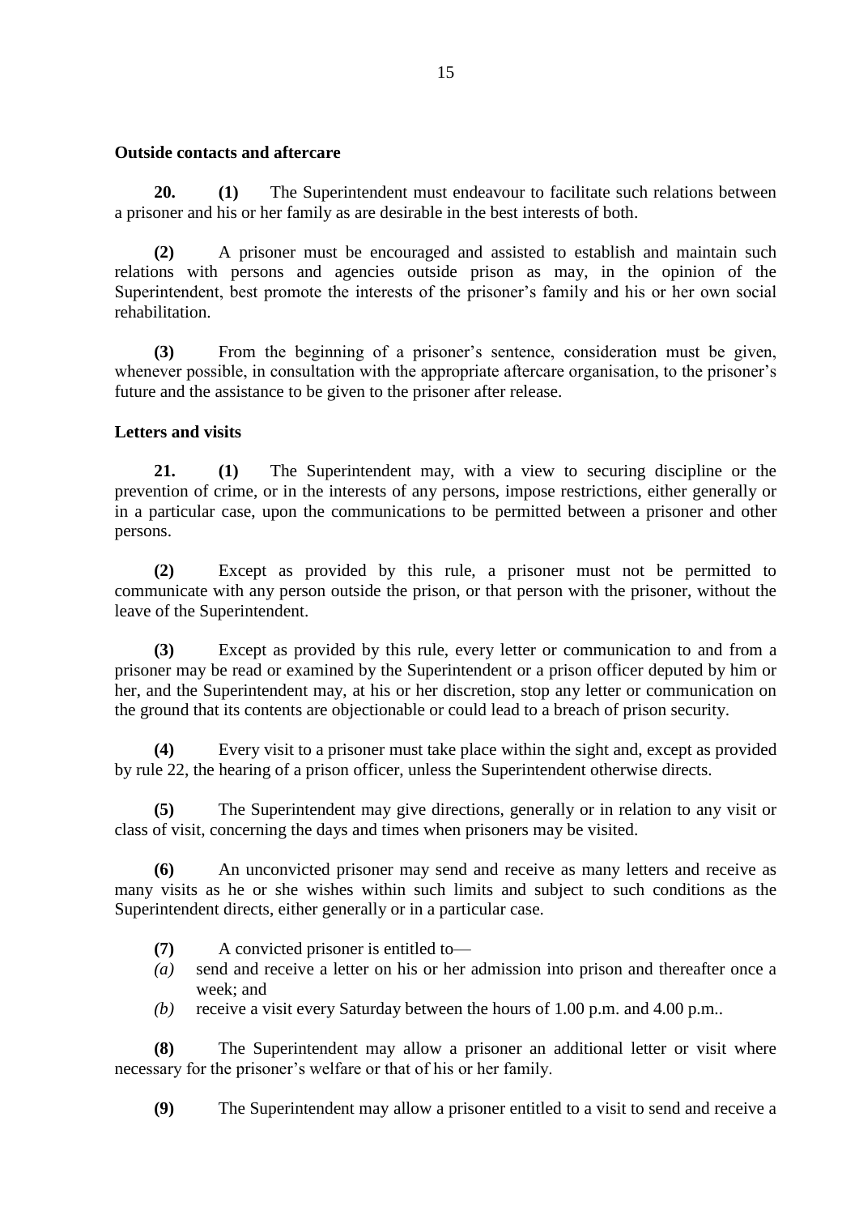**Outside contacts and aftercare**

**20. (1)** The Superintendent must endeavour to facilitate such relations between a prisoner and his or her family as are desirable in the best interests of both.

**(2)** A prisoner must be encouraged and assisted to establish and maintain such relations with persons and agencies outside prison as may, in the opinion of the Superintendent, best promote the interests of the prisoner's family and his or her own social rehabilitation.

**(3)** From the beginning of a prisoner's sentence, consideration must be given, whenever possible, in consultation with the appropriate aftercare organisation, to the prisoner's future and the assistance to be given to the prisoner after release.

**Letters and visits**

**21. (1)** The Superintendent may, with a view to securing discipline or the prevention of crime, or in the interests of any persons, impose restrictions, either generally or in a particular case, upon the communications to be permitted between a prisoner and other persons.

**(2)** Except as provided by this rule, a prisoner must not be permitted to communicate with any person outside the prison, or that person with the prisoner, without the leave of the Superintendent.

**(3)** Except as provided by this rule, every letter or communication to and from a prisoner may be read or examined by the Superintendent or a prison officer deputed by him or her, and the Superintendent may, at his or her discretion, stop any letter or communication on the ground that its contents are objectionable or could lead to a breach of prison security.

**(4)** Every visit to a prisoner must take place within the sight and, except as provided by rule 22, the hearing of a prison officer, unless the Superintendent otherwise directs.

**(5)** The Superintendent may give directions, generally or in relation to any visit or class of visit, concerning the days and times when prisoners may be visited.

**(6)** An unconvicted prisoner may send and receive as many letters and receive as many visits as he or she wishes within such limits and subject to such conditions as the Superintendent directs, either generally or in a particular case.

**(7)** A convicted prisoner is entitled to—

*(a)* send and receive a letter on his or her admission into prison and thereafter once a week; and

*(b)* receive a visit every Saturday between the hours of 1.00 p.m. and 4.00 p.m..

**(8)** The Superintendent may allow a prisoner an additional letter or visit where necessary for the prisoner's welfare or that of his or her family.

**(9)** The Superintendent may allow a prisoner entitled to a visit to send and receive a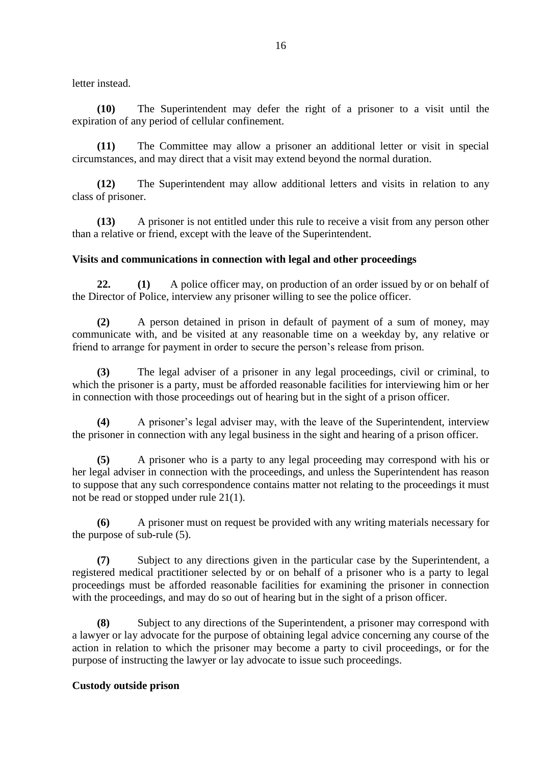letter instead.

**(10)** The Superintendent may defer the right of a prisoner to a visit until the expiration of any period of cellular confinement.

**(11)** The Committee may allow a prisoner an additional letter or visit in special circumstances, and may direct that a visit may extend beyond the normal duration.

**(12)** The Superintendent may allow additional letters and visits in relation to any class of prisoner.

**(13)** A prisoner is not entitled under this rule to receive a visit from any person other than a relative or friend, except with the leave of the Superintendent.

**Visits and communications in connection with legal and other proceedings**

**22. (1)** A police officer may, on production of an order issued by or on behalf of the Director of Police, interview any prisoner willing to see the police officer.

**(2)** A person detained in prison in default of payment of a sum of money, may communicate with, and be visited at any reasonable time on a weekday by, any relative or friend to arrange for payment in order to secure the person's release from prison.

**(3)** The legal adviser of a prisoner in any legal proceedings, civil or criminal, to which the prisoner is a party, must be afforded reasonable facilities for interviewing him or her in connection with those proceedings out of hearing but in the sight of a prison officer.

**(4)** A prisoner's legal adviser may, with the leave of the Superintendent, interview the prisoner in connection with any legal business in the sight and hearing of a prison officer.

**(5)** A prisoner who is a party to any legal proceeding may correspond with his or her legal adviser in connection with the proceedings, and unless the Superintendent has reason to suppose that any such correspondence contains matter not relating to the proceedings it must not be read or stopped under rule 21(1).

**(6)** A prisoner must on request be provided with any writing materials necessary for the purpose of sub-rule (5).

**(7)** Subject to any directions given in the particular case by the Superintendent, a registered medical practitioner selected by or on behalf of a prisoner who is a party to legal proceedings must be afforded reasonable facilities for examining the prisoner in connection with the proceedings, and may do so out of hearing but in the sight of a prison officer.

**(8)** Subject to any directions of the Superintendent, a prisoner may correspond with a lawyer or lay advocate for the purpose of obtaining legal advice concerning any course of the action in relation to which the prisoner may become a party to civil proceedings, or for the purpose of instructing the lawyer or lay advocate to issue such proceedings.

**Custody outside prison**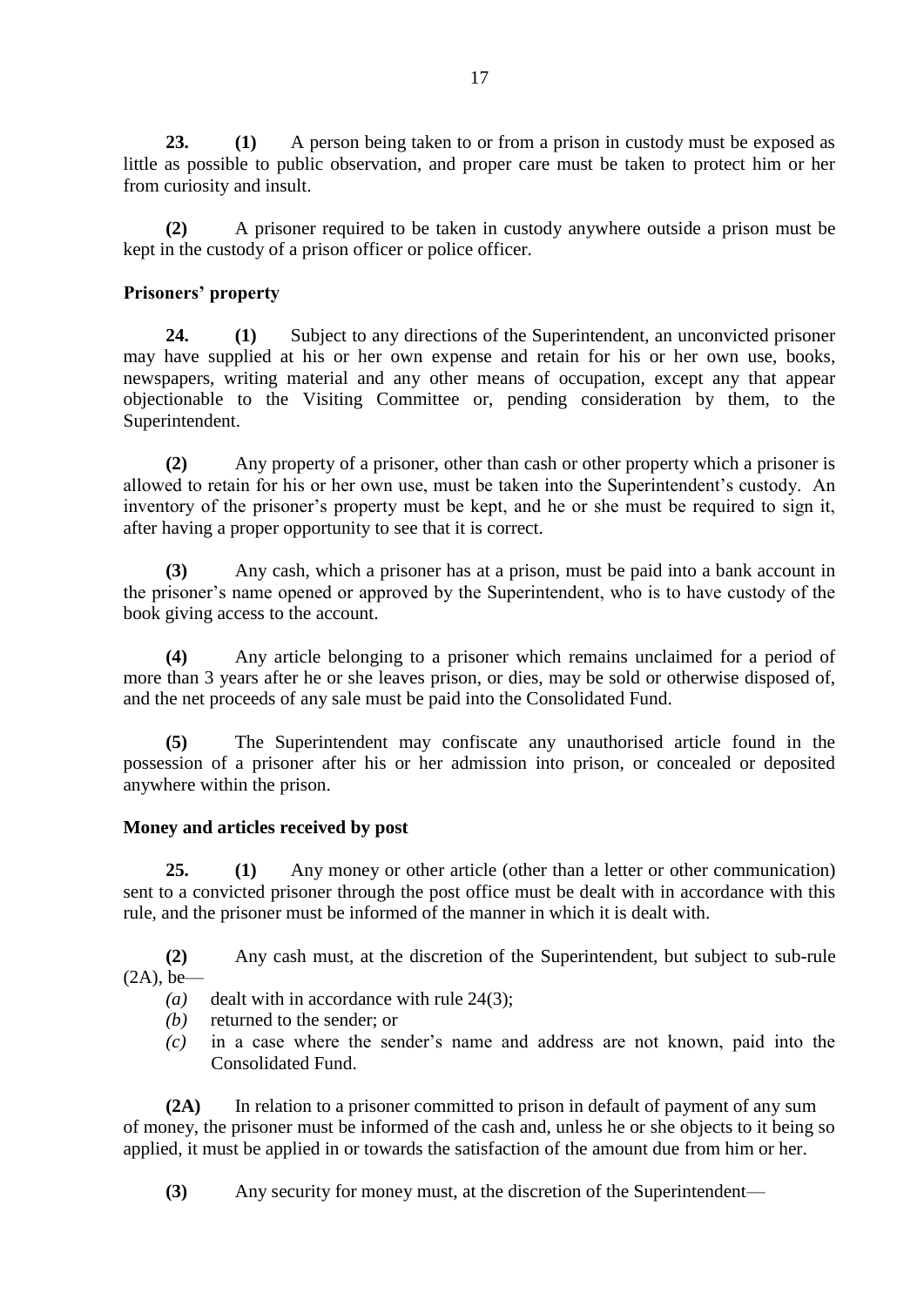**23.** **(1)** A person being taken to or from a prison in custody must be exposed as little as possible to public observation, and proper care must be taken to protect him or her from curiosity and insult.

**(2)** A prisoner required to be taken in custody anywhere outside a prison must be kept in the custody of a prison officer or police officer.

### Prisoners' property

**24.** **(1)** Subject to any directions of the Superintendent, an unconvicted prisoner may have supplied at his or her own expense and retain for his or her own use, books, newspapers, writing material and any other means of occupation, except any that appear objectionable to the Visiting Committee or, pending consideration by them, to the Superintendent.

**(2)** Any property of a prisoner, other than cash or other property which a prisoner is allowed to retain for his or her own use, must be taken into the Superintendent's custody. An inventory of the prisoner's property must be kept, and he or she must be required to sign it, after having a proper opportunity to see that it is correct.

**(3)** Any cash, which a prisoner has at a prison, must be paid into a bank account in the prisoner's name opened or approved by the Superintendent, who is to have custody of the book giving access to the account.

**(4)** Any article belonging to a prisoner which remains unclaimed for a period of more than 3 years after he or she leaves prison, or dies, may be sold or otherwise disposed of, and the net proceeds of any sale must be paid into the Consolidated Fund.

**(5)** The Superintendent may confiscate any unauthorised article found in the possession of a prisoner after his or her admission into prison, or concealed or deposited anywhere within the prison.

### Money and articles received by post

**25.** **(1)** Any money or other article (other than a letter or other communication) sent to a convicted prisoner through the post office must be dealt with in accordance with this rule, and the prisoner must be informed of the manner in which it is dealt with.

**(2)** Any cash must, at the discretion of the Superintendent, but subject to sub-rule (2A), be—

*(a)* dealt with in accordance with rule 24(3);

*(b)* returned to the sender; or

*(c)* in a case where the sender's name and address are not known, paid into the Consolidated Fund.

**(2A)** In relation to a prisoner committed to prison in default of payment of any sum of money, the prisoner must be informed of the cash and, unless he or she objects to it being so applied, it must be applied in or towards the satisfaction of the amount due from him or her.

**(3)** Any security for money must, at the discretion of the Superintendent—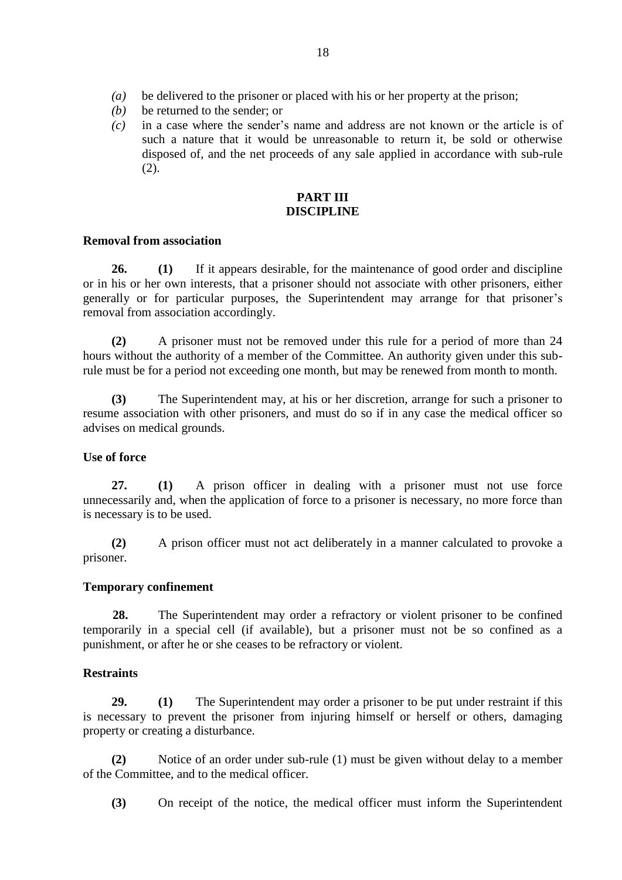*(a)* be delivered to the prisoner or placed with his or her property at the prison;

*(b)* be returned to the sender; or

*(c)* in a case where the sender's name and address are not known or the article is of such a nature that it would be unreasonable to return it, be sold or otherwise disposed of, and the net proceeds of any sale applied in accordance with sub-rule (2).

## PART III
## DISCIPLINE

**Removal from association**

**26. (1)** If it appears desirable, for the maintenance of good order and discipline or in his or her own interests, that a prisoner should not associate with other prisoners, either generally or for particular purposes, the Superintendent may arrange for that prisoner's removal from association accordingly.

**(2)** A prisoner must not be removed under this rule for a period of more than 24 hours without the authority of a member of the Committee. An authority given under this sub-rule must be for a period not exceeding one month, but may be renewed from month to month.

**(3)** The Superintendent may, at his or her discretion, arrange for such a prisoner to resume association with other prisoners, and must do so if in any case the medical officer so advises on medical grounds.

**Use of force**

**27. (1)** A prison officer in dealing with a prisoner must not use force unnecessarily and, when the application of force to a prisoner is necessary, no more force than is necessary is to be used.

**(2)** A prison officer must not act deliberately in a manner calculated to provoke a prisoner.

**Temporary confinement**

**28.** The Superintendent may order a refractory or violent prisoner to be confined temporarily in a special cell (if available), but a prisoner must not be so confined as a punishment, or after he or she ceases to be refractory or violent.

**Restraints**

**29. (1)** The Superintendent may order a prisoner to be put under restraint if this is necessary to prevent the prisoner from injuring himself or herself or others, damaging property or creating a disturbance.

**(2)** Notice of an order under sub-rule (1) must be given without delay to a member of the Committee, and to the medical officer.

**(3)** On receipt of the notice, the medical officer must inform the Superintendent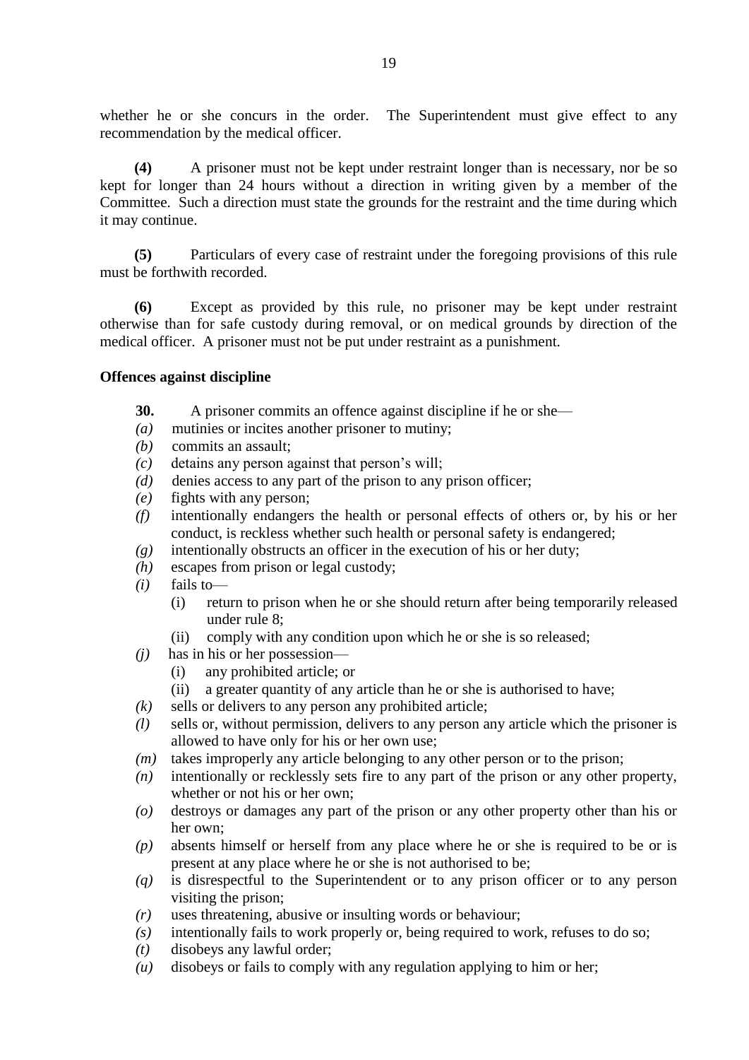whether he or she concurs in the order. The Superintendent must give effect to any recommendation by the medical officer.

**(4)** A prisoner must not be kept under restraint longer than is necessary, nor be so kept for longer than 24 hours without a direction in writing given by a member of the Committee. Such a direction must state the grounds for the restraint and the time during which it may continue.

**(5)** Particulars of every case of restraint under the foregoing provisions of this rule must be forthwith recorded.

**(6)** Except as provided by this rule, no prisoner may be kept under restraint otherwise than for safe custody during removal, or on medical grounds by direction of the medical officer. A prisoner must not be put under restraint as a punishment.

**Offences against discipline**

**30.** A prisoner commits an offence against discipline if he or she—

*(a)* mutinies or incites another prisoner to mutiny;

*(b)* commits an assault;

*(c)* detains any person against that person's will;

*(d)* denies access to any part of the prison to any prison officer;

*(e)* fights with any person;

*(f)* intentionally endangers the health or personal effects of others or, by his or her conduct, is reckless whether such health or personal safety is endangered;

*(g)* intentionally obstructs an officer in the execution of his or her duty;

*(h)* escapes from prison or legal custody;

*(i)* fails to—

  (i) return to prison when he or she should return after being temporarily released under rule 8;

  (ii) comply with any condition upon which he or she is so released;

*(j)* has in his or her possession—

  (i) any prohibited article; or

  (ii) a greater quantity of any article than he or she is authorised to have;

*(k)* sells or delivers to any person any prohibited article;

*(l)* sells or, without permission, delivers to any person any article which the prisoner is allowed to have only for his or her own use;

*(m)* takes improperly any article belonging to any other person or to the prison;

*(n)* intentionally or recklessly sets fire to any part of the prison or any other property, whether or not his or her own;

*(o)* destroys or damages any part of the prison or any other property other than his or her own;

*(p)* absents himself or herself from any place where he or she is required to be or is present at any place where he or she is not authorised to be;

*(q)* is disrespectful to the Superintendent or to any prison officer or to any person visiting the prison;

*(r)* uses threatening, abusive or insulting words or behaviour;

*(s)* intentionally fails to work properly or, being required to work, refuses to do so;

*(t)* disobeys any lawful order;

*(u)* disobeys or fails to comply with any regulation applying to him or her;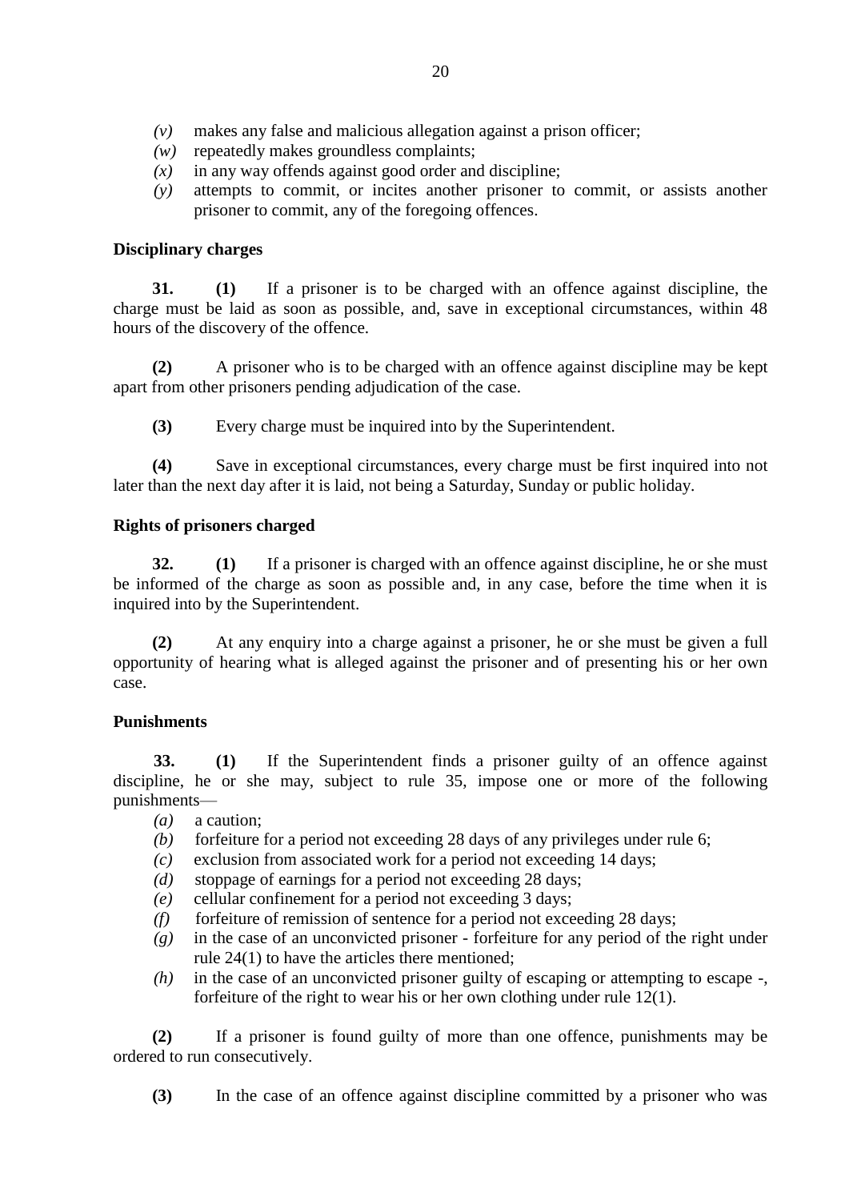- *(v)* makes any false and malicious allegation against a prison officer;
- *(w)* repeatedly makes groundless complaints;
- *(x)* in any way offends against good order and discipline;
- *(y)* attempts to commit, or incites another prisoner to commit, or assists another prisoner to commit, any of the foregoing offences.

**Disciplinary charges**

**31.** **(1)** If a prisoner is to be charged with an offence against discipline, the charge must be laid as soon as possible, and, save in exceptional circumstances, within 48 hours of the discovery of the offence.

**(2)** A prisoner who is to be charged with an offence against discipline may be kept apart from other prisoners pending adjudication of the case.

**(3)** Every charge must be inquired into by the Superintendent.

**(4)** Save in exceptional circumstances, every charge must be first inquired into not later than the next day after it is laid, not being a Saturday, Sunday or public holiday.

**Rights of prisoners charged**

**32.** **(1)** If a prisoner is charged with an offence against discipline, he or she must be informed of the charge as soon as possible and, in any case, before the time when it is inquired into by the Superintendent.

**(2)** At any enquiry into a charge against a prisoner, he or she must be given a full opportunity of hearing what is alleged against the prisoner and of presenting his or her own case.

**Punishments**

**33.** **(1)** If the Superintendent finds a prisoner guilty of an offence against discipline, he or she may, subject to rule 35, impose one or more of the following punishments—

- *(a)* a caution;
- *(b)* forfeiture for a period not exceeding 28 days of any privileges under rule 6;
- *(c)* exclusion from associated work for a period not exceeding 14 days;
- *(d)* stoppage of earnings for a period not exceeding 28 days;
- *(e)* cellular confinement for a period not exceeding 3 days;
- *(f)* forfeiture of remission of sentence for a period not exceeding 28 days;
- *(g)* in the case of an unconvicted prisoner - forfeiture for any period of the right under rule 24(1) to have the articles there mentioned;
- *(h)* in the case of an unconvicted prisoner guilty of escaping or attempting to escape -, forfeiture of the right to wear his or her own clothing under rule 12(1).

**(2)** If a prisoner is found guilty of more than one offence, punishments may be ordered to run consecutively.

**(3)** In the case of an offence against discipline committed by a prisoner who was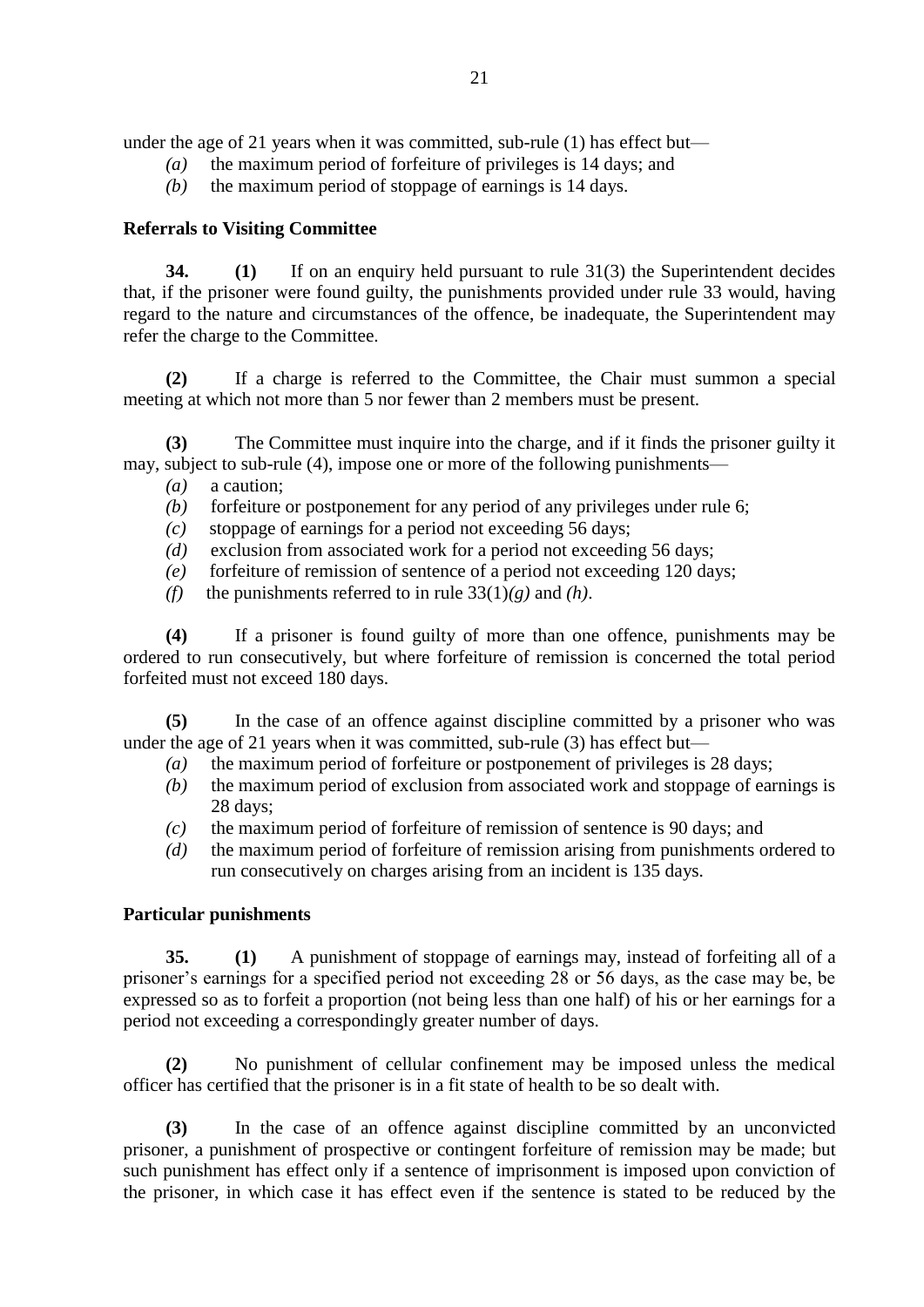under the age of 21 years when it was committed, sub-rule (1) has effect but—

- *(a)* the maximum period of forfeiture of privileges is 14 days; and
- *(b)* the maximum period of stoppage of earnings is 14 days.

**Referrals to Visiting Committee**

**34.** **(1)** If on an enquiry held pursuant to rule 31(3) the Superintendent decides that, if the prisoner were found guilty, the punishments provided under rule 33 would, having regard to the nature and circumstances of the offence, be inadequate, the Superintendent may refer the charge to the Committee.

**(2)** If a charge is referred to the Committee, the Chair must summon a special meeting at which not more than 5 nor fewer than 2 members must be present.

**(3)** The Committee must inquire into the charge, and if it finds the prisoner guilty it may, subject to sub-rule (4), impose one or more of the following punishments—

- *(a)* a caution;
- *(b)* forfeiture or postponement for any period of any privileges under rule 6;
- *(c)* stoppage of earnings for a period not exceeding 56 days;
- *(d)* exclusion from associated work for a period not exceeding 56 days;
- *(e)* forfeiture of remission of sentence of a period not exceeding 120 days;
- *(f)* the punishments referred to in rule 33(1)*(g)* and *(h)*.

**(4)** If a prisoner is found guilty of more than one offence, punishments may be ordered to run consecutively, but where forfeiture of remission is concerned the total period forfeited must not exceed 180 days.

**(5)** In the case of an offence against discipline committed by a prisoner who was under the age of 21 years when it was committed, sub-rule (3) has effect but—

- *(a)* the maximum period of forfeiture or postponement of privileges is 28 days;
- *(b)* the maximum period of exclusion from associated work and stoppage of earnings is 28 days;
- *(c)* the maximum period of forfeiture of remission of sentence is 90 days; and
- *(d)* the maximum period of forfeiture of remission arising from punishments ordered to run consecutively on charges arising from an incident is 135 days.

**Particular punishments**

**35.** **(1)** A punishment of stoppage of earnings may, instead of forfeiting all of a prisoner's earnings for a specified period not exceeding 28 or 56 days, as the case may be, be expressed so as to forfeit a proportion (not being less than one half) of his or her earnings for a period not exceeding a correspondingly greater number of days.

**(2)** No punishment of cellular confinement may be imposed unless the medical officer has certified that the prisoner is in a fit state of health to be so dealt with.

**(3)** In the case of an offence against discipline committed by an unconvicted prisoner, a punishment of prospective or contingent forfeiture of remission may be made; but such punishment has effect only if a sentence of imprisonment is imposed upon conviction of the prisoner, in which case it has effect even if the sentence is stated to be reduced by the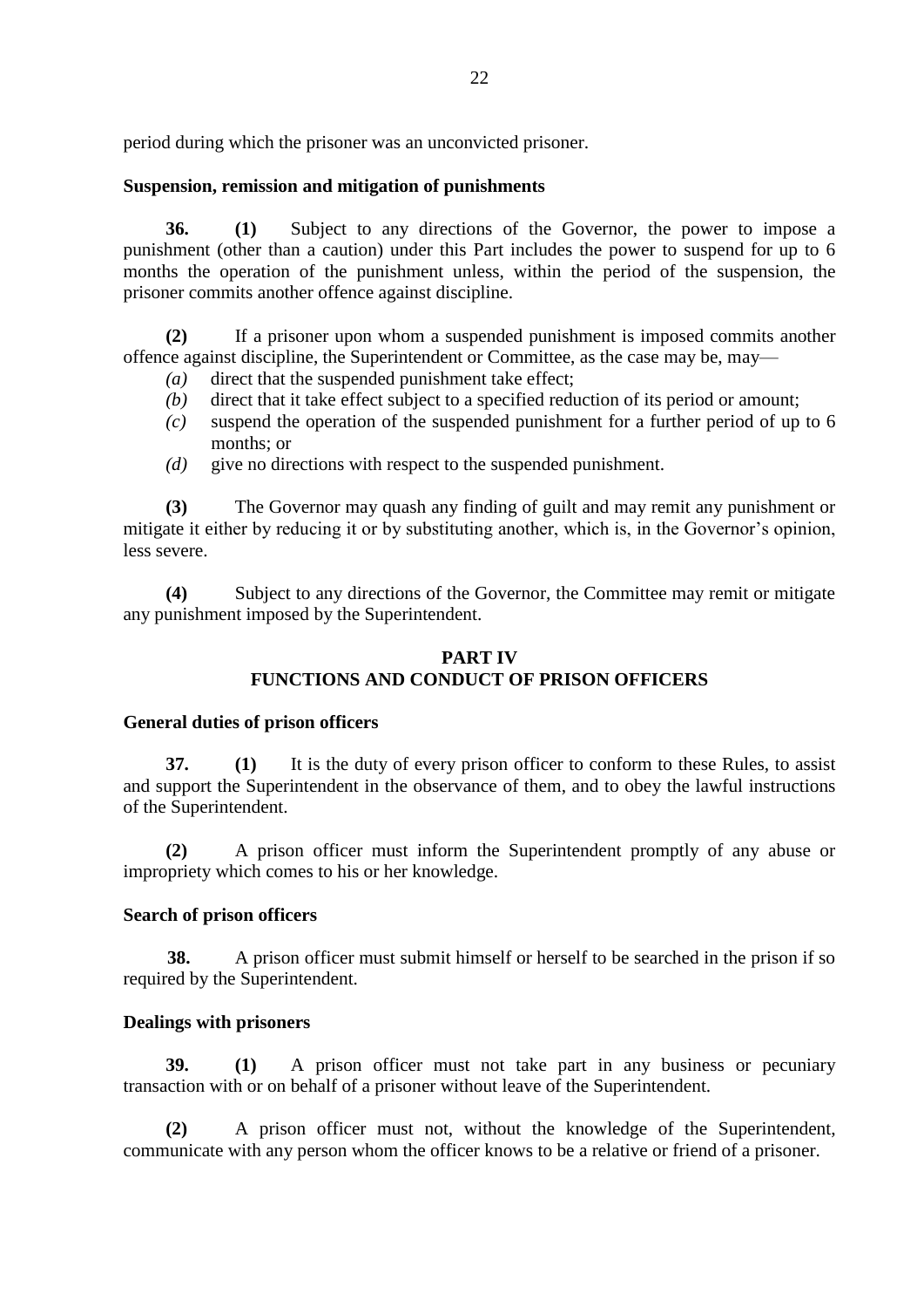period during which the prisoner was an unconvicted prisoner.

**Suspension, remission and mitigation of punishments**

**36.** **(1)** Subject to any directions of the Governor, the power to impose a punishment (other than a caution) under this Part includes the power to suspend for up to 6 months the operation of the punishment unless, within the period of the suspension, the prisoner commits another offence against discipline.

**(2)** If a prisoner upon whom a suspended punishment is imposed commits another offence against discipline, the Superintendent or Committee, as the case may be, may—

*(a)* direct that the suspended punishment take effect;

*(b)* direct that it take effect subject to a specified reduction of its period or amount;

*(c)* suspend the operation of the suspended punishment for a further period of up to 6 months; or

*(d)* give no directions with respect to the suspended punishment.

**(3)** The Governor may quash any finding of guilt and may remit any punishment or mitigate it either by reducing it or by substituting another, which is, in the Governor's opinion, less severe.

**(4)** Subject to any directions of the Governor, the Committee may remit or mitigate any punishment imposed by the Superintendent.

## PART IV
## FUNCTIONS AND CONDUCT OF PRISON OFFICERS

**General duties of prison officers**

**37.** **(1)** It is the duty of every prison officer to conform to these Rules, to assist and support the Superintendent in the observance of them, and to obey the lawful instructions of the Superintendent.

**(2)** A prison officer must inform the Superintendent promptly of any abuse or impropriety which comes to his or her knowledge.

**Search of prison officers**

**38.** A prison officer must submit himself or herself to be searched in the prison if so required by the Superintendent.

**Dealings with prisoners**

**39.** **(1)** A prison officer must not take part in any business or pecuniary transaction with or on behalf of a prisoner without leave of the Superintendent.

**(2)** A prison officer must not, without the knowledge of the Superintendent, communicate with any person whom the officer knows to be a relative or friend of a prisoner.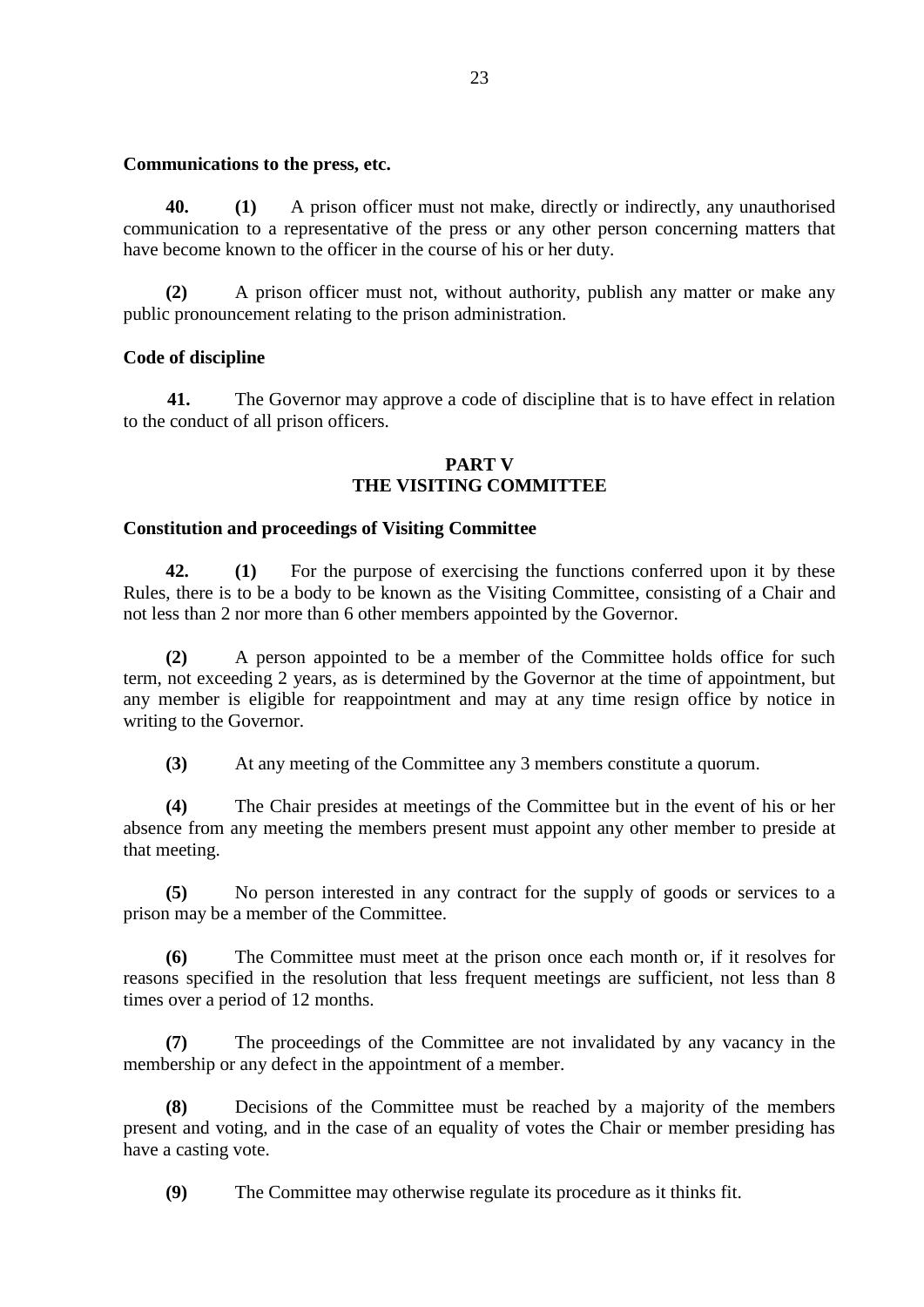**Communications to the press, etc.**

**40. (1)** A prison officer must not make, directly or indirectly, any unauthorised communication to a representative of the press or any other person concerning matters that have become known to the officer in the course of his or her duty.

**(2)** A prison officer must not, without authority, publish any matter or make any public pronouncement relating to the prison administration.

**Code of discipline**

**41.** The Governor may approve a code of discipline that is to have effect in relation to the conduct of all prison officers.

## PART V
## THE VISITING COMMITTEE

**Constitution and proceedings of Visiting Committee**

**42. (1)** For the purpose of exercising the functions conferred upon it by these Rules, there is to be a body to be known as the Visiting Committee, consisting of a Chair and not less than 2 nor more than 6 other members appointed by the Governor.

**(2)** A person appointed to be a member of the Committee holds office for such term, not exceeding 2 years, as is determined by the Governor at the time of appointment, but any member is eligible for reappointment and may at any time resign office by notice in writing to the Governor.

**(3)** At any meeting of the Committee any 3 members constitute a quorum.

**(4)** The Chair presides at meetings of the Committee but in the event of his or her absence from any meeting the members present must appoint any other member to preside at that meeting.

**(5)** No person interested in any contract for the supply of goods or services to a prison may be a member of the Committee.

**(6)** The Committee must meet at the prison once each month or, if it resolves for reasons specified in the resolution that less frequent meetings are sufficient, not less than 8 times over a period of 12 months.

**(7)** The proceedings of the Committee are not invalidated by any vacancy in the membership or any defect in the appointment of a member.

**(8)** Decisions of the Committee must be reached by a majority of the members present and voting, and in the case of an equality of votes the Chair or member presiding has have a casting vote.

**(9)** The Committee may otherwise regulate its procedure as it thinks fit.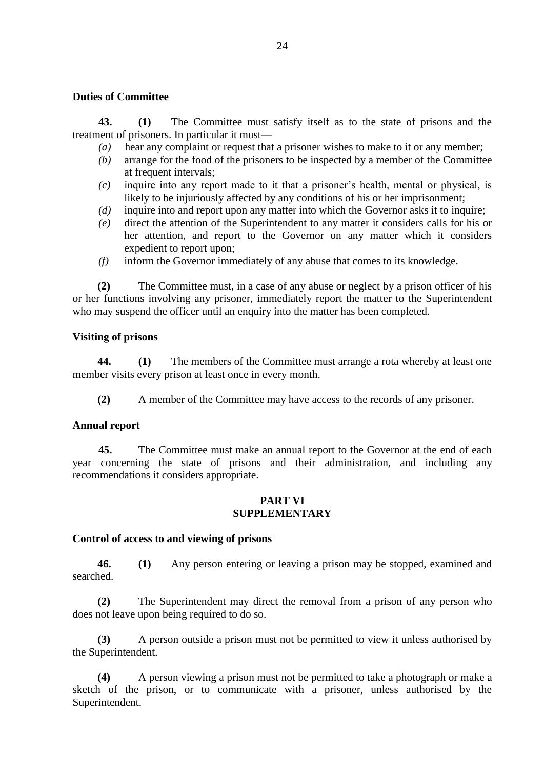**Duties of Committee**

**43.** **(1)** The Committee must satisfy itself as to the state of prisons and the treatment of prisoners. In particular it must—

*(a)* hear any complaint or request that a prisoner wishes to make to it or any member;

*(b)* arrange for the food of the prisoners to be inspected by a member of the Committee at frequent intervals;

*(c)* inquire into any report made to it that a prisoner's health, mental or physical, is likely to be injuriously affected by any conditions of his or her imprisonment;

*(d)* inquire into and report upon any matter into which the Governor asks it to inquire;

*(e)* direct the attention of the Superintendent to any matter it considers calls for his or her attention, and report to the Governor on any matter which it considers expedient to report upon;

*(f)* inform the Governor immediately of any abuse that comes to its knowledge.

**(2)** The Committee must, in a case of any abuse or neglect by a prison officer of his or her functions involving any prisoner, immediately report the matter to the Superintendent who may suspend the officer until an enquiry into the matter has been completed.

**Visiting of prisons**

**44.** **(1)** The members of the Committee must arrange a rota whereby at least one member visits every prison at least once in every month.

**(2)** A member of the Committee may have access to the records of any prisoner.

**Annual report**

**45.** The Committee must make an annual report to the Governor at the end of each year concerning the state of prisons and their administration, and including any recommendations it considers appropriate.

## PART VI
## SUPPLEMENTARY

**Control of access to and viewing of prisons**

**46.** **(1)** Any person entering or leaving a prison may be stopped, examined and searched.

**(2)** The Superintendent may direct the removal from a prison of any person who does not leave upon being required to do so.

**(3)** A person outside a prison must not be permitted to view it unless authorised by the Superintendent.

**(4)** A person viewing a prison must not be permitted to take a photograph or make a sketch of the prison, or to communicate with a prisoner, unless authorised by the Superintendent.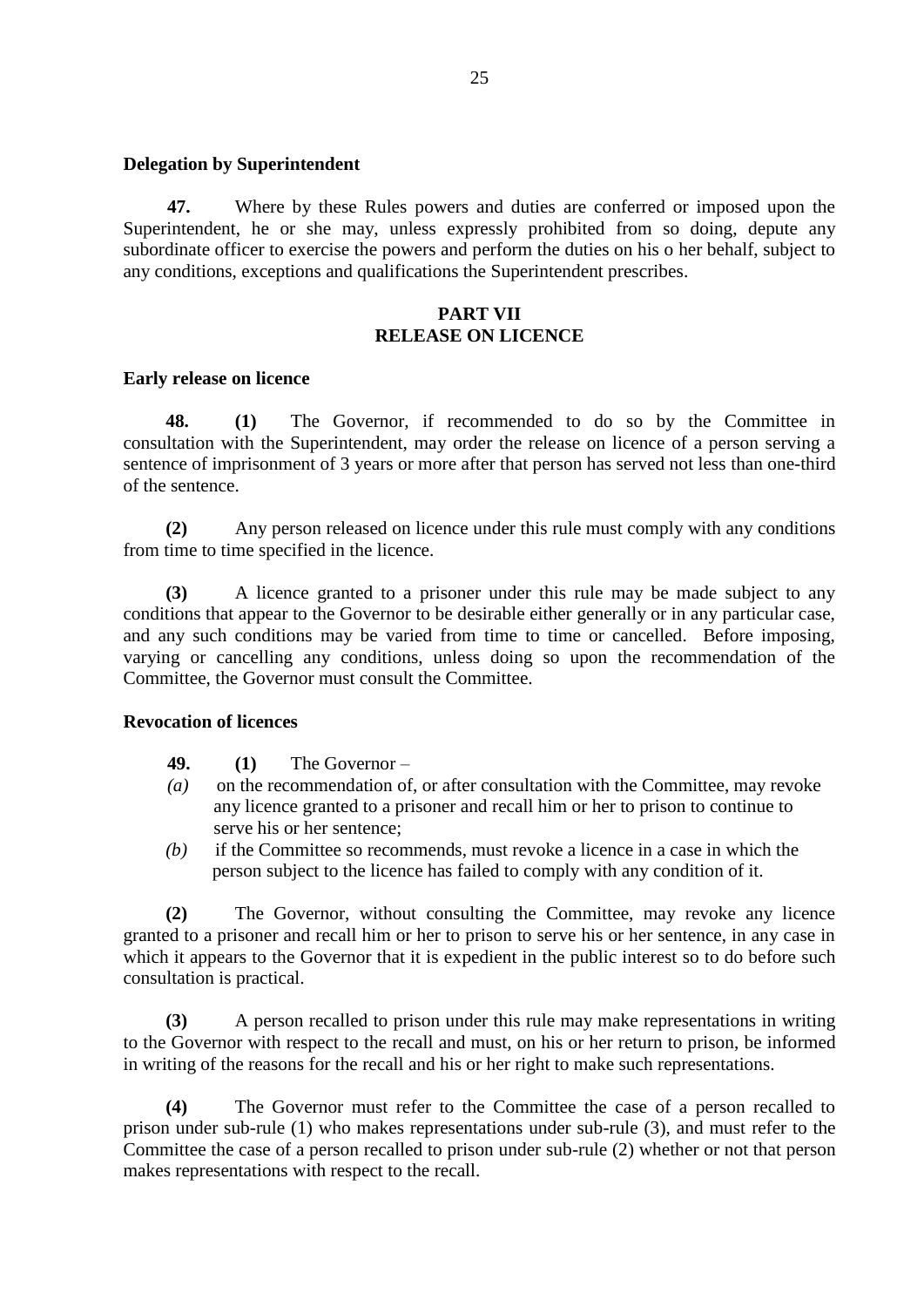**Delegation by Superintendent**

**47.** Where by these Rules powers and duties are conferred or imposed upon the Superintendent, he or she may, unless expressly prohibited from so doing, depute any subordinate officer to exercise the powers and perform the duties on his o her behalf, subject to any conditions, exceptions and qualifications the Superintendent prescribes.

## PART VII
## RELEASE ON LICENCE

**Early release on licence**

**48.** **(1)** The Governor, if recommended to do so by the Committee in consultation with the Superintendent, may order the release on licence of a person serving a sentence of imprisonment of 3 years or more after that person has served not less than one-third of the sentence.

**(2)** Any person released on licence under this rule must comply with any conditions from time to time specified in the licence.

**(3)** A licence granted to a prisoner under this rule may be made subject to any conditions that appear to the Governor to be desirable either generally or in any particular case, and any such conditions may be varied from time to time or cancelled. Before imposing, varying or cancelling any conditions, unless doing so upon the recommendation of the Committee, the Governor must consult the Committee.

**Revocation of licences**

**49.** **(1)** The Governor –

*(a)* on the recommendation of, or after consultation with the Committee, may revoke any licence granted to a prisoner and recall him or her to prison to continue to serve his or her sentence;

*(b)* if the Committee so recommends, must revoke a licence in a case in which the person subject to the licence has failed to comply with any condition of it.

**(2)** The Governor, without consulting the Committee, may revoke any licence granted to a prisoner and recall him or her to prison to serve his or her sentence, in any case in which it appears to the Governor that it is expedient in the public interest so to do before such consultation is practical.

**(3)** A person recalled to prison under this rule may make representations in writing to the Governor with respect to the recall and must, on his or her return to prison, be informed in writing of the reasons for the recall and his or her right to make such representations.

**(4)** The Governor must refer to the Committee the case of a person recalled to prison under sub-rule (1) who makes representations under sub-rule (3), and must refer to the Committee the case of a person recalled to prison under sub-rule (2) whether or not that person makes representations with respect to the recall.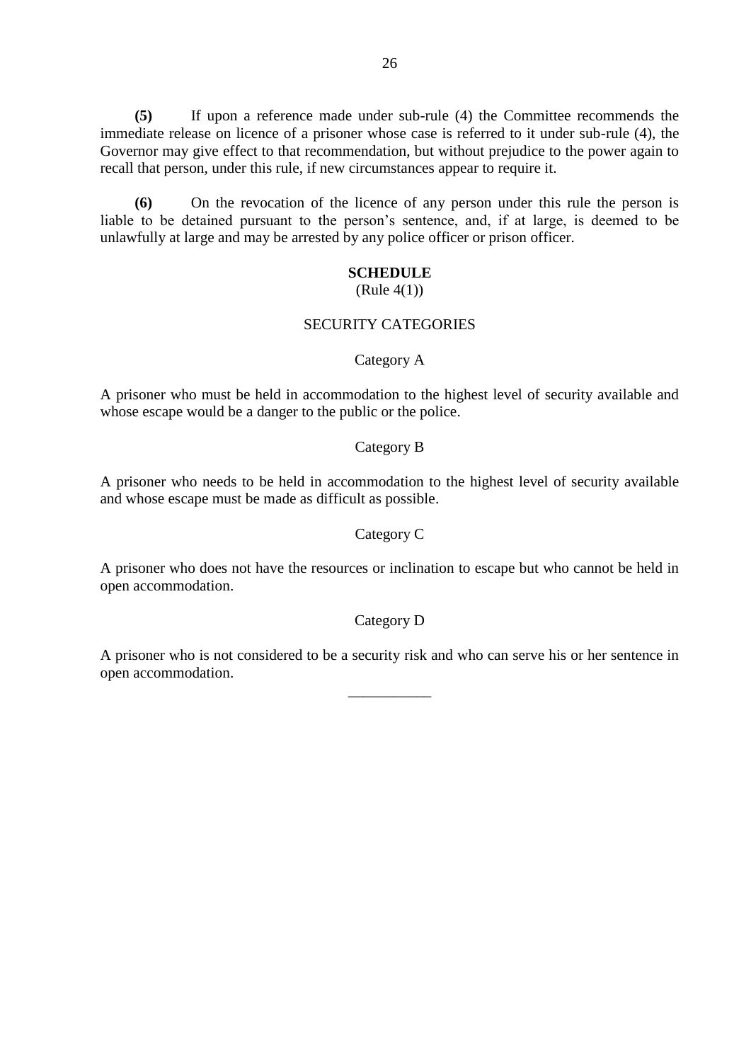**(5)** If upon a reference made under sub-rule (4) the Committee recommends the immediate release on licence of a prisoner whose case is referred to it under sub-rule (4), the Governor may give effect to that recommendation, but without prejudice to the power again to recall that person, under this rule, if new circumstances appear to require it.

**(6)** On the revocation of the licence of any person under this rule the person is liable to be detained pursuant to the person's sentence, and, if at large, is deemed to be unlawfully at large and may be arrested by any police officer or prison officer.

## SCHEDULE

(Rule 4(1))

SECURITY CATEGORIES

Category A

A prisoner who must be held in accommodation to the highest level of security available and whose escape would be a danger to the public or the police.

Category B

A prisoner who needs to be held in accommodation to the highest level of security available and whose escape must be made as difficult as possible.

Category C

A prisoner who does not have the resources or inclination to escape but who cannot be held in open accommodation.

Category D

A prisoner who is not considered to be a security risk and who can serve his or her sentence in open accommodation.

___________